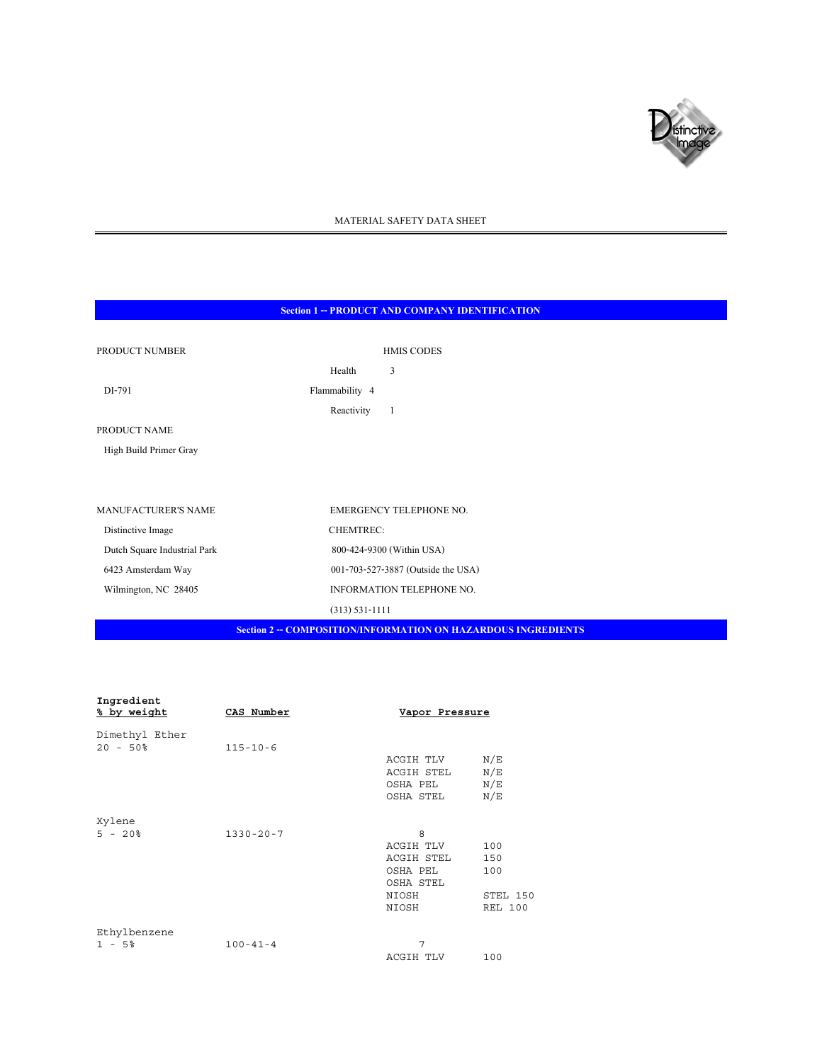# MATERIAL SAFETY DATA SHEET

## Section 1 -- PRODUCT AND COMPANY IDENTIFICATION

PRODUCT NUMBER

DI-791

HMIS CODES

| | |
|---|---|
| Health | 3 |
| Flammability | 4 |
| Reactivity | 1 |

PRODUCT NAME

High Build Primer Gray

MANUFACTURER'S NAME

Distinctive Image
Dutch Square Industrial Park
6423 Amsterdam Way
Wilmington, NC 28405

EMERGENCY TELEPHONE NO.

CHEMTREC:
800-424-9300 (Within USA)
001-703-527-3887 (Outside the USA)

INFORMATION TELEPHONE NO.

(313) 531-1111

## Section 2 -- COMPOSITION/INFORMATION ON HAZARDOUS INGREDIENTS

| Ingredient<br>% by weight | CAS Number | Vapor Pressure | |
|---|---|---|---|
| Dimethyl Ether<br>20 - 50% | 115-10-6 | | |
| | | ACGIH TLV | N/E |
| | | ACGIH STEL | N/E |
| | | OSHA PEL | N/E |
| | | OSHA STEL | N/E |
| Xylene<br>5 - 20% | 1330-20-7 | 8 | |
| | | ACGIH TLV | 100 |
| | | ACGIH STEL | 150 |
| | | OSHA PEL | 100 |
| | | OSHA STEL | |
| | | NIOSH | STEL 150 |
| | | NIOSH | REL 100 |
| Ethylbenzene<br>1 - 5% | 100-41-4 | 7 | |
| | | ACGIH TLV | 100 |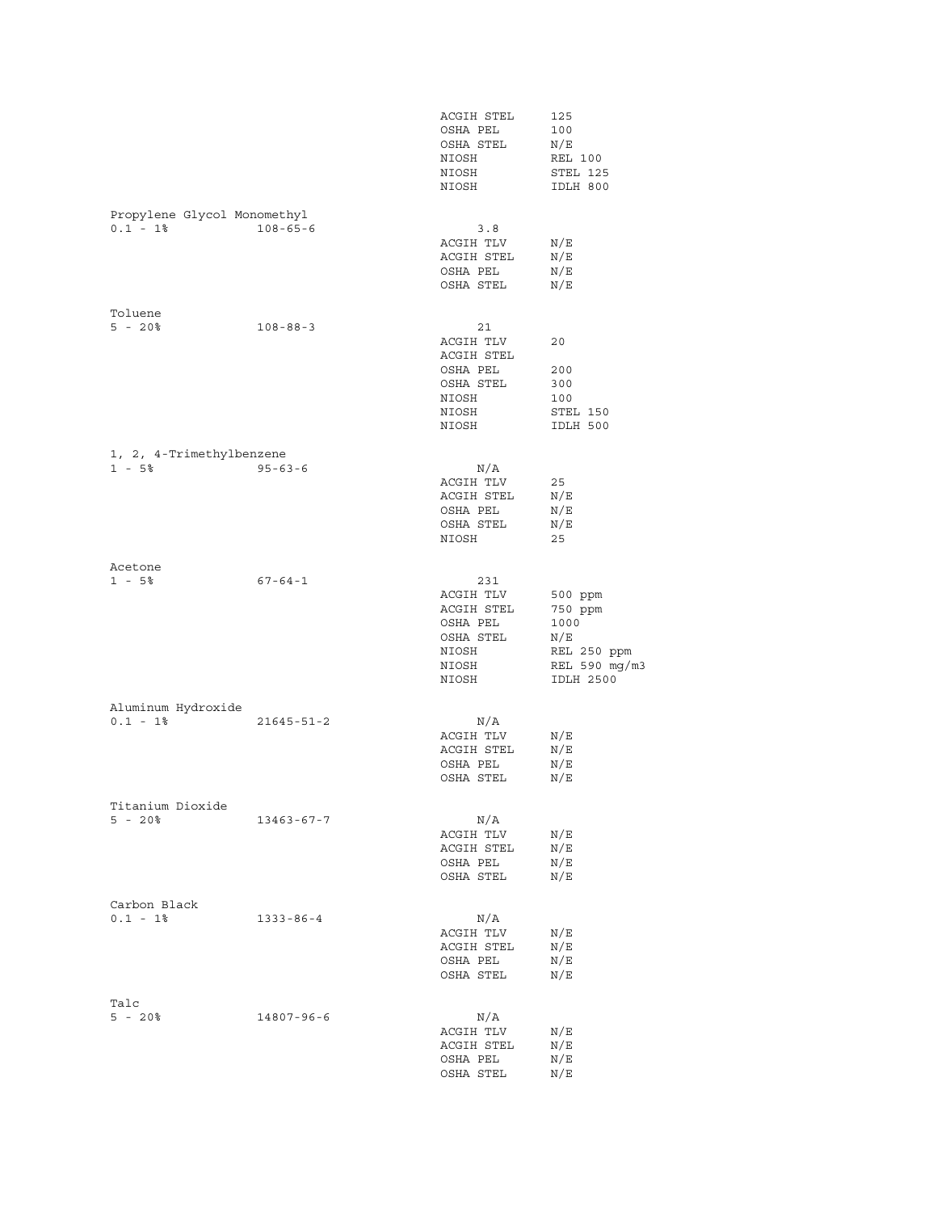| | | | |
|---|---|---|---|
| | | ACGIH STEL | 125 |
| | | OSHA PEL | 100 |
| | | OSHA STEL | N/E |
| | | NIOSH | REL 100 |
| | | NIOSH | STEL 125 |
| | | NIOSH | IDLH 800 |

| | | | |
|---|---|---|---|
| Propylene Glycol Monomethyl | | | |
| 0.1 - 1% | 108-65-6 | 3.8 | |
| | | ACGIH TLV | N/E |
| | | ACGIH STEL | N/E |
| | | OSHA PEL | N/E |
| | | OSHA STEL | N/E |

| | | | |
|---|---|---|---|
| Toluene | | | |
| 5 - 20% | 108-88-3 | 21 | |
| | | ACGIH TLV | 20 |
| | | ACGIH STEL | |
| | | OSHA PEL | 200 |
| | | OSHA STEL | 300 |
| | | NIOSH | 100 |
| | | NIOSH | STEL 150 |
| | | NIOSH | IDLH 500 |

| | | | |
|---|---|---|---|
| 1, 2, 4-Trimethylbenzene | | | |
| 1 - 5% | 95-63-6 | N/A | |
| | | ACGIH TLV | 25 |
| | | ACGIH STEL | N/E |
| | | OSHA PEL | N/E |
| | | OSHA STEL | N/E |
| | | NIOSH | 25 |

| | | | |
|---|---|---|---|
| Acetone | | | |
| 1 - 5% | 67-64-1 | 231 | |
| | | ACGIH TLV | 500 ppm |
| | | ACGIH STEL | 750 ppm |
| | | OSHA PEL | 1000 |
| | | OSHA STEL | N/E |
| | | NIOSH | REL 250 ppm |
| | | NIOSH | REL 590 mg/m3 |
| | | NIOSH | IDLH 2500 |

| | | | |
|---|---|---|---|
| Aluminum Hydroxide | | | |
| 0.1 - 1% | 21645-51-2 | N/A | |
| | | ACGIH TLV | N/E |
| | | ACGIH STEL | N/E |
| | | OSHA PEL | N/E |
| | | OSHA STEL | N/E |

| | | | |
|---|---|---|---|
| Titanium Dioxide | | | |
| 5 - 20% | 13463-67-7 | N/A | |
| | | ACGIH TLV | N/E |
| | | ACGIH STEL | N/E |
| | | OSHA PEL | N/E |
| | | OSHA STEL | N/E |

| | | | |
|---|---|---|---|
| Carbon Black | | | |
| 0.1 - 1% | 1333-86-4 | N/A | |
| | | ACGIH TLV | N/E |
| | | ACGIH STEL | N/E |
| | | OSHA PEL | N/E |
| | | OSHA STEL | N/E |

| | | | |
|---|---|---|---|
| Talc | | | |
| 5 - 20% | 14807-96-6 | N/A | |
| | | ACGIH TLV | N/E |
| | | ACGIH STEL | N/E |
| | | OSHA PEL | N/E |
| | | OSHA STEL | N/E |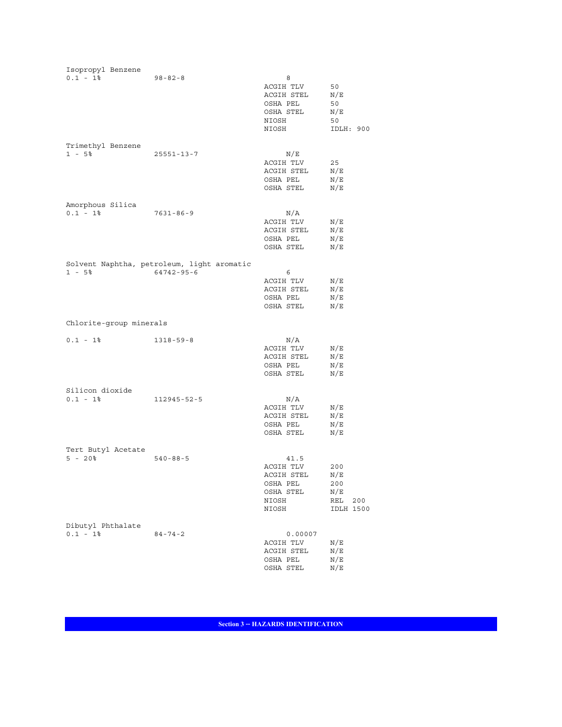| Ingredient | Percent | CAS No. | Vapor Pressure | Exposure Limit | Value |
|---|---|---|---|---|---|
| Isopropyl Benzene | 0.1 - 1% | 98-82-8 | 8 | | |
| | | | | ACGIH TLV | 50 |
| | | | | ACGIH STEL | N/E |
| | | | | OSHA PEL | 50 |
| | | | | OSHA STEL | N/E |
| | | | | NIOSH | 50 |
| | | | | NIOSH | IDLH: 900 |
| Trimethyl Benzene | 1 - 5% | 25551-13-7 | N/E | | |
| | | | | ACGIH TLV | 25 |
| | | | | ACGIH STEL | N/E |
| | | | | OSHA PEL | N/E |
| | | | | OSHA STEL | N/E |
| Amorphous Silica | 0.1 - 1% | 7631-86-9 | N/A | | |
| | | | | ACGIH TLV | N/E |
| | | | | ACGIH STEL | N/E |
| | | | | OSHA PEL | N/E |
| | | | | OSHA STEL | N/E |
| Solvent Naphtha, petroleum, light aromatic | 1 - 5% | 64742-95-6 | 6 | | |
| | | | | ACGIH TLV | N/E |
| | | | | ACGIH STEL | N/E |
| | | | | OSHA PEL | N/E |
| | | | | OSHA STEL | N/E |
| Chlorite-group minerals | 0.1 - 1% | 1318-59-8 | N/A | | |
| | | | | ACGIH TLV | N/E |
| | | | | ACGIH STEL | N/E |
| | | | | OSHA PEL | N/E |
| | | | | OSHA STEL | N/E |
| Silicon dioxide | 0.1 - 1% | 112945-52-5 | N/A | | |
| | | | | ACGIH TLV | N/E |
| | | | | ACGIH STEL | N/E |
| | | | | OSHA PEL | N/E |
| | | | | OSHA STEL | N/E |
| Tert Butyl Acetate | 5 - 20% | 540-88-5 | 41.5 | | |
| | | | | ACGIH TLV | 200 |
| | | | | ACGIH STEL | N/E |
| | | | | OSHA PEL | 200 |
| | | | | OSHA STEL | N/E |
| | | | | NIOSH | REL 200 |
| | | | | NIOSH | IDLH 1500 |
| Dibutyl Phthalate | 0.1 - 1% | 84-74-2 | 0.00007 | | |
| | | | | ACGIH TLV | N/E |
| | | | | ACGIH STEL | N/E |
| | | | | OSHA PEL | N/E |
| | | | | OSHA STEL | N/E |

## Section 3 -- HAZARDS IDENTIFICATION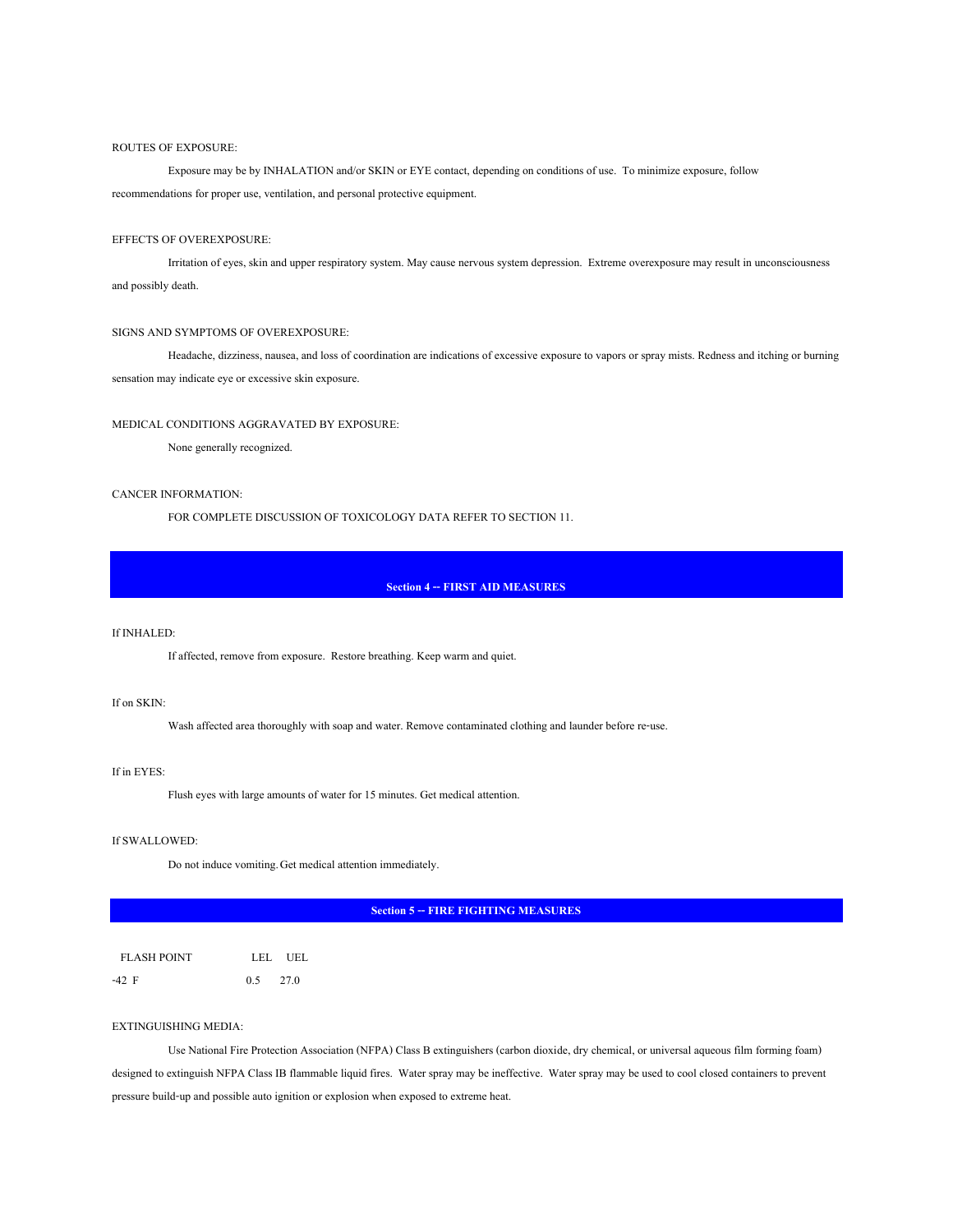ROUTES OF EXPOSURE:

Exposure may be by INHALATION and/or SKIN or EYE contact, depending on conditions of use. To minimize exposure, follow recommendations for proper use, ventilation, and personal protective equipment.

EFFECTS OF OVEREXPOSURE:

Irritation of eyes, skin and upper respiratory system. May cause nervous system depression. Extreme overexposure may result in unconsciousness and possibly death.

SIGNS AND SYMPTOMS OF OVEREXPOSURE:

Headache, dizziness, nausea, and loss of coordination are indications of excessive exposure to vapors or spray mists. Redness and itching or burning sensation may indicate eye or excessive skin exposure.

MEDICAL CONDITIONS AGGRAVATED BY EXPOSURE:

None generally recognized.

CANCER INFORMATION:

FOR COMPLETE DISCUSSION OF TOXICOLOGY DATA REFER TO SECTION 11.

## Section 4 -- FIRST AID MEASURES

If INHALED:

If affected, remove from exposure. Restore breathing. Keep warm and quiet.

If on SKIN:

Wash affected area thoroughly with soap and water. Remove contaminated clothing and launder before re-use.

If in EYES:

Flush eyes with large amounts of water for 15 minutes. Get medical attention.

If SWALLOWED:

Do not induce vomiting. Get medical attention immediately.

## Section 5 -- FIRE FIGHTING MEASURES

| FLASH POINT | LEL | UEL |
|---|---|---|
| -42 F | 0.5 | 27.0 |

EXTINGUISHING MEDIA:

Use National Fire Protection Association (NFPA) Class B extinguishers (carbon dioxide, dry chemical, or universal aqueous film forming foam) designed to extinguish NFPA Class IB flammable liquid fires. Water spray may be ineffective. Water spray may be used to cool closed containers to prevent pressure build-up and possible auto ignition or explosion when exposed to extreme heat.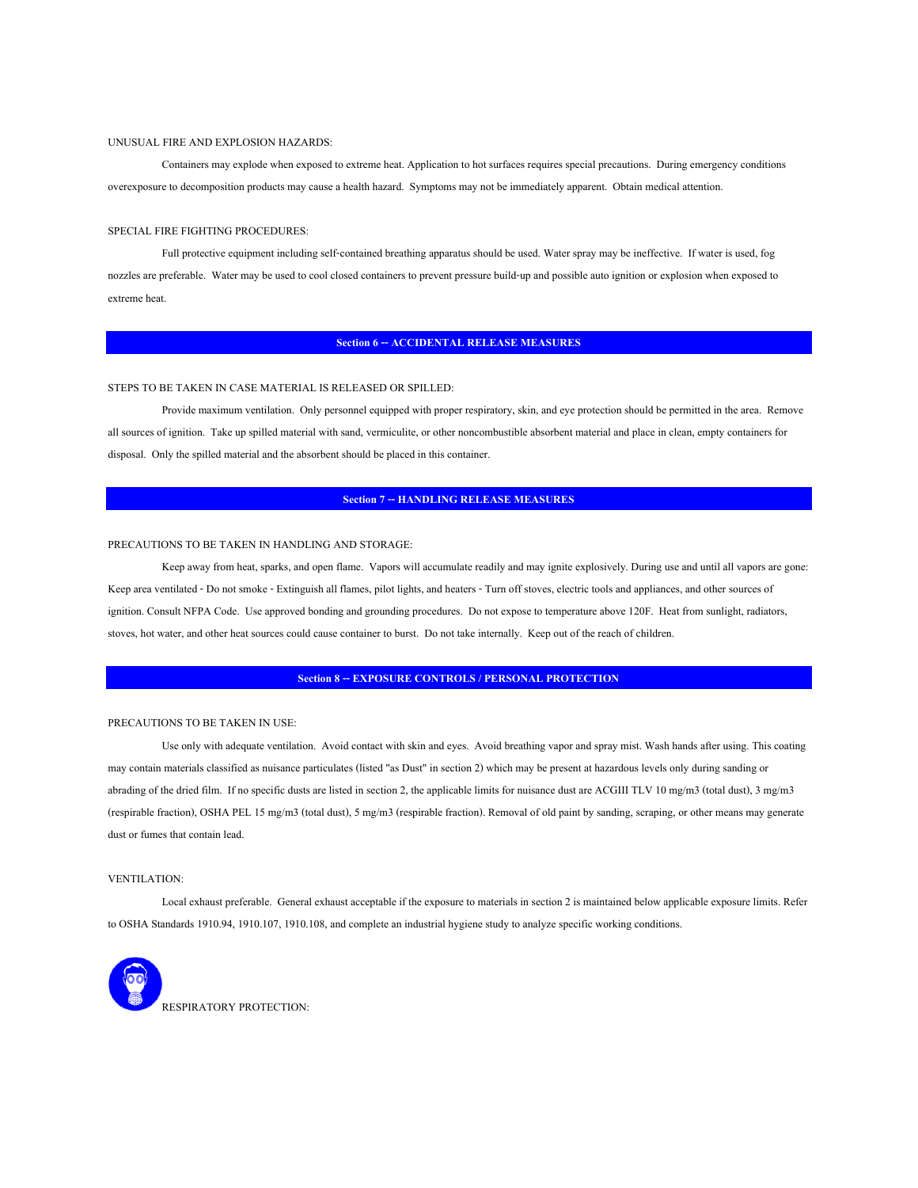UNUSUAL FIRE AND EXPLOSION HAZARDS:

Containers may explode when exposed to extreme heat. Application to hot surfaces requires special precautions. During emergency conditions overexposure to decomposition products may cause a health hazard. Symptoms may not be immediately apparent. Obtain medical attention.

SPECIAL FIRE FIGHTING PROCEDURES:

Full protective equipment including self-contained breathing apparatus should be used. Water spray may be ineffective. If water is used, fog nozzles are preferable. Water may be used to cool closed containers to prevent pressure build-up and possible auto ignition or explosion when exposed to extreme heat.

## Section 6 -- ACCIDENTAL RELEASE MEASURES

STEPS TO BE TAKEN IN CASE MATERIAL IS RELEASED OR SPILLED:

Provide maximum ventilation. Only personnel equipped with proper respiratory, skin, and eye protection should be permitted in the area. Remove all sources of ignition. Take up spilled material with sand, vermiculite, or other noncombustible absorbent material and place in clean, empty containers for disposal. Only the spilled material and the absorbent should be placed in this container.

## Section 7 -- HANDLING RELEASE MEASURES

PRECAUTIONS TO BE TAKEN IN HANDLING AND STORAGE:

Keep away from heat, sparks, and open flame. Vapors will accumulate readily and may ignite explosively. During use and until all vapors are gone: Keep area ventilated - Do not smoke - Extinguish all flames, pilot lights, and heaters - Turn off stoves, electric tools and appliances, and other sources of ignition. Consult NFPA Code. Use approved bonding and grounding procedures. Do not expose to temperature above 120F. Heat from sunlight, radiators, stoves, hot water, and other heat sources could cause container to burst. Do not take internally. Keep out of the reach of children.

## Section 8 -- EXPOSURE CONTROLS / PERSONAL PROTECTION

PRECAUTIONS TO BE TAKEN IN USE:

Use only with adequate ventilation. Avoid contact with skin and eyes. Avoid breathing vapor and spray mist. Wash hands after using. This coating may contain materials classified as nuisance particulates (listed "as Dust" in section 2) which may be present at hazardous levels only during sanding or abrading of the dried film. If no specific dusts are listed in section 2, the applicable limits for nuisance dust are ACGIII TLV 10 mg/m3 (total dust), 3 mg/m3 (respirable fraction), OSHA PEL 15 mg/m3 (total dust), 5 mg/m3 (respirable fraction). Removal of old paint by sanding, scraping, or other means may generate dust or fumes that contain lead.

VENTILATION:

Local exhaust preferable. General exhaust acceptable if the exposure to materials in section 2 is maintained below applicable exposure limits. Refer to OSHA Standards 1910.94, 1910.107, 1910.108, and complete an industrial hygiene study to analyze specific working conditions.

RESPIRATORY PROTECTION: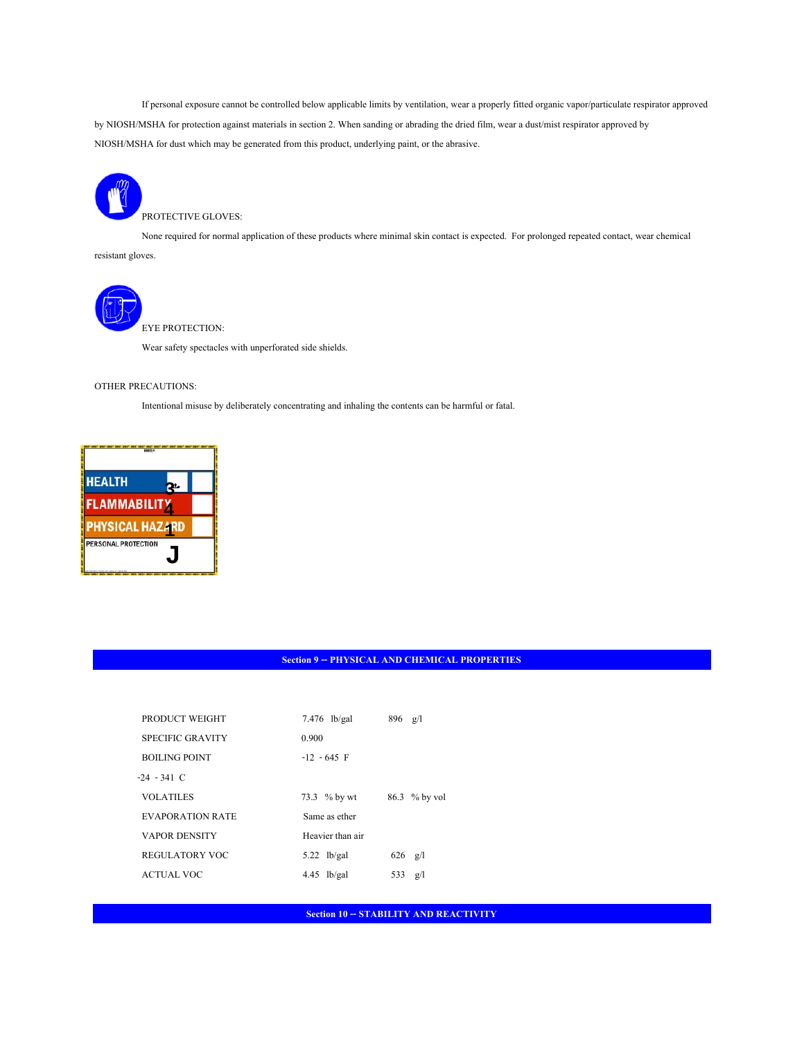If personal exposure cannot be controlled below applicable limits by ventilation, wear a properly fitted organic vapor/particulate respirator approved by NIOSH/MSHA for protection against materials in section 2. When sanding or abrading the dried film, wear a dust/mist respirator approved by NIOSH/MSHA for dust which may be generated from this product, underlying paint, or the abrasive.

PROTECTIVE GLOVES:

None required for normal application of these products where minimal skin contact is expected. For prolonged repeated contact, wear chemical resistant gloves.

EYE PROTECTION:

Wear safety spectacles with unperforated side shields.

OTHER PRECAUTIONS:

Intentional misuse by deliberately concentrating and inhaling the contents can be harmful or fatal.

| HMIS | |
|---|---|
| HEALTH | 3* |
| FLAMMABILITY | 4 |
| PHYSICAL HAZARD | 1 |
| PERSONAL PROTECTION | J |

## Section 9 -- PHYSICAL AND CHEMICAL PROPERTIES

| | | |
|---|---|---|
| PRODUCT WEIGHT | 7.476 lb/gal | 896 g/l |
| SPECIFIC GRAVITY | 0.900 | |
| BOILING POINT | -12 - 645 F | |
| -24 - 341 C | | |
| VOLATILES | 73.3 % by wt | 86.3 % by vol |
| EVAPORATION RATE | Same as ether | |
| VAPOR DENSITY | Heavier than air | |
| REGULATORY VOC | 5.22 lb/gal | 626 g/l |
| ACTUAL VOC | 4.45 lb/gal | 533 g/l |

## Section 10 -- STABILITY AND REACTIVITY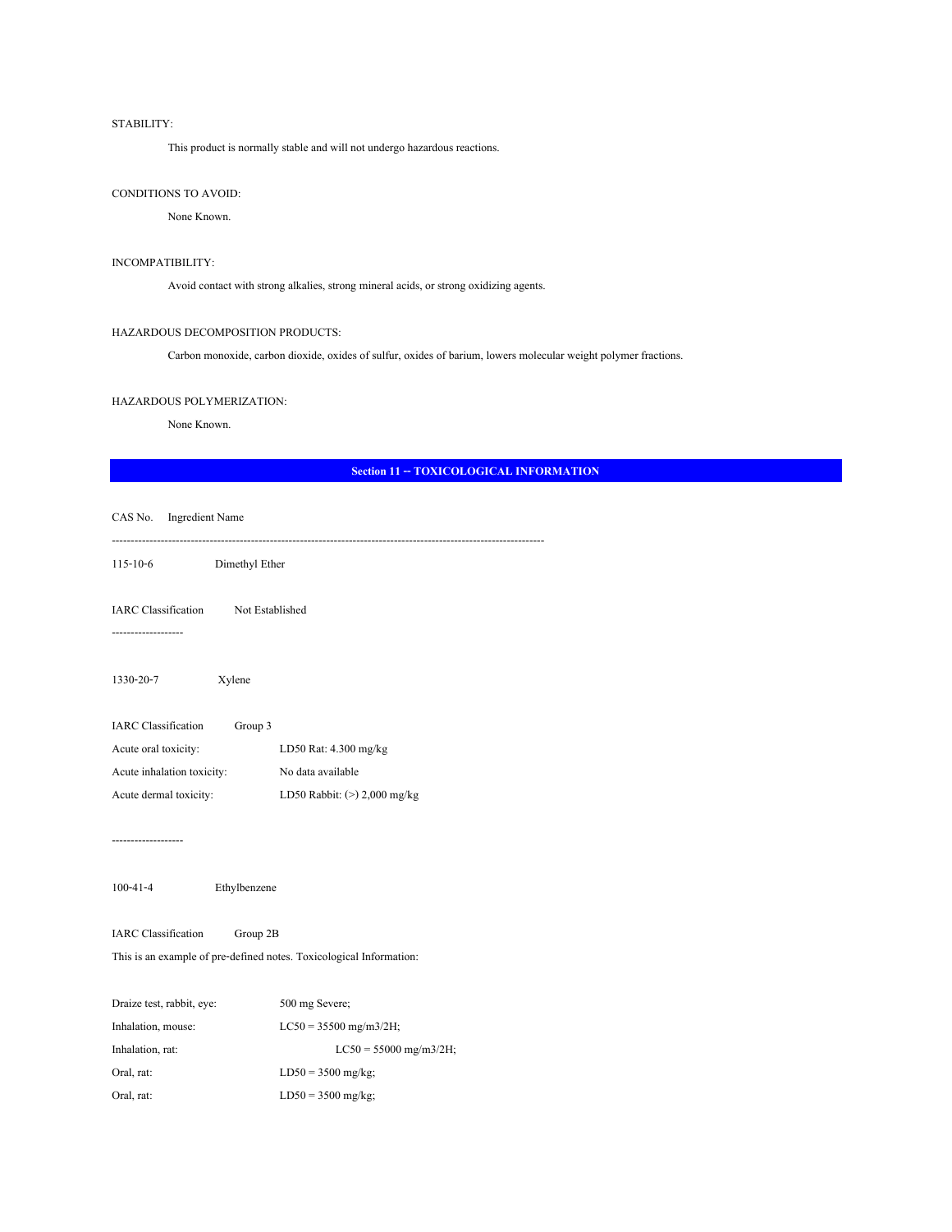STABILITY:

This product is normally stable and will not undergo hazardous reactions.

CONDITIONS TO AVOID:

None Known.

INCOMPATIBILITY:

Avoid contact with strong alkalies, strong mineral acids, or strong oxidizing agents.

HAZARDOUS DECOMPOSITION PRODUCTS:

Carbon monoxide, carbon dioxide, oxides of sulfur, oxides of barium, lowers molecular weight polymer fractions.

HAZARDOUS POLYMERIZATION:

None Known.

## Section 11 -- TOXICOLOGICAL INFORMATION

CAS No. Ingredient Name

---

115-10-6 Dimethyl Ether

IARC Classification Not Established

---

1330-20-7 Xylene

| | |
|---|---|
| IARC Classification | Group 3 |
| Acute oral toxicity: | LD50 Rat: 4.300 mg/kg |
| Acute inhalation toxicity: | No data available |
| Acute dermal toxicity: | LD50 Rabbit: (>) 2,000 mg/kg |

---

100-41-4 Ethylbenzene

IARC Classification Group 2B

This is an example of pre-defined notes. Toxicological Information:

| | |
|---|---|
| Draize test, rabbit, eye: | 500 mg Severe; |
| Inhalation, mouse: | LC50 = 35500 mg/m3/2H; |
| Inhalation, rat: | LC50 = 55000 mg/m3/2H; |
| Oral, rat: | LD50 = 3500 mg/kg; |
| Oral, rat: | LD50 = 3500 mg/kg; |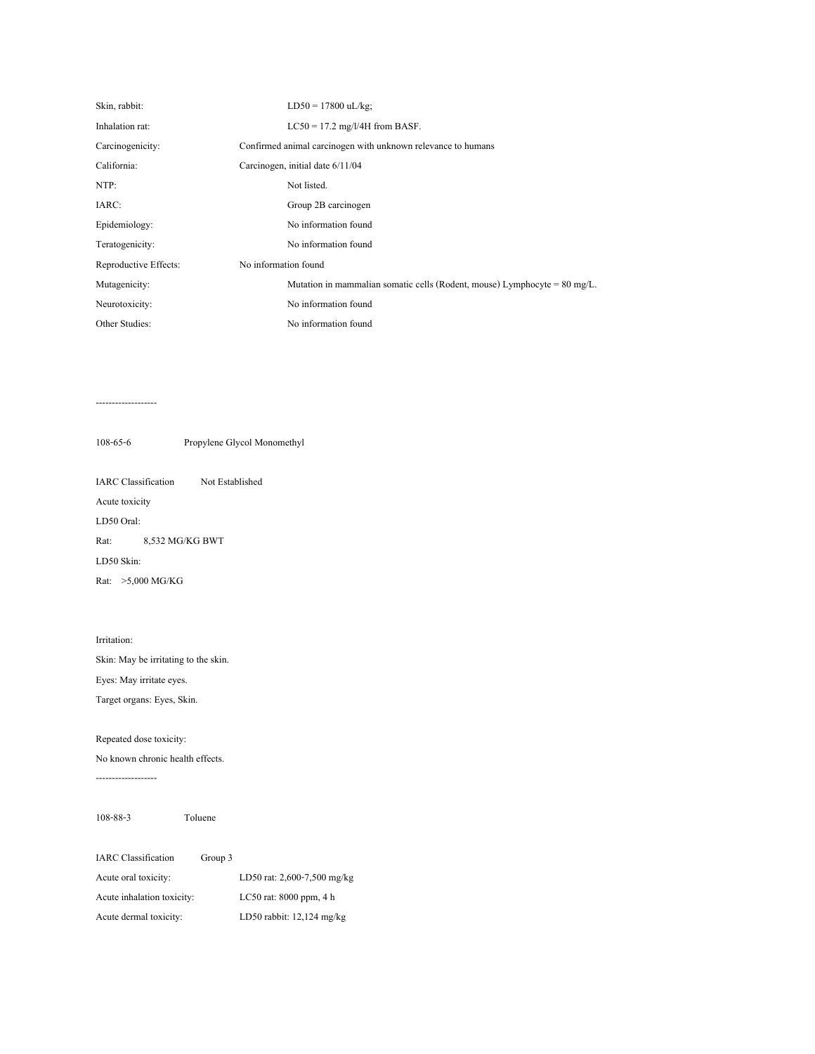Skin, rabbit: LD50 = 17800 uL/kg;

Inhalation rat: LC50 = 17.2 mg/l/4H from BASF.

Carcinogenicity: Confirmed animal carcinogen with unknown relevance to humans

California: Carcinogen, initial date 6/11/04

NTP: Not listed.

IARC: Group 2B carcinogen

Epidemiology: No information found

Teratogenicity: No information found

Reproductive Effects: No information found

Mutagenicity: Mutation in mammalian somatic cells (Rodent, mouse) Lymphocyte = 80 mg/L.

Neurotoxicity: No information found

Other Studies: No information found

-------------------

108-65-6 Propylene Glycol Monomethyl

IARC Classification Not Established

Acute toxicity

LD50 Oral:

Rat: 8,532 MG/KG BWT

LD50 Skin:

Rat: >5,000 MG/KG

Irritation:

Skin: May be irritating to the skin.

Eyes: May irritate eyes.

Target organs: Eyes, Skin.

Repeated dose toxicity:

No known chronic health effects.

-------------------

108-88-3 Toluene

IARC Classification Group 3

Acute oral toxicity: LD50 rat: 2,600-7,500 mg/kg

Acute inhalation toxicity: LC50 rat: 8000 ppm, 4 h

Acute dermal toxicity: LD50 rabbit: 12,124 mg/kg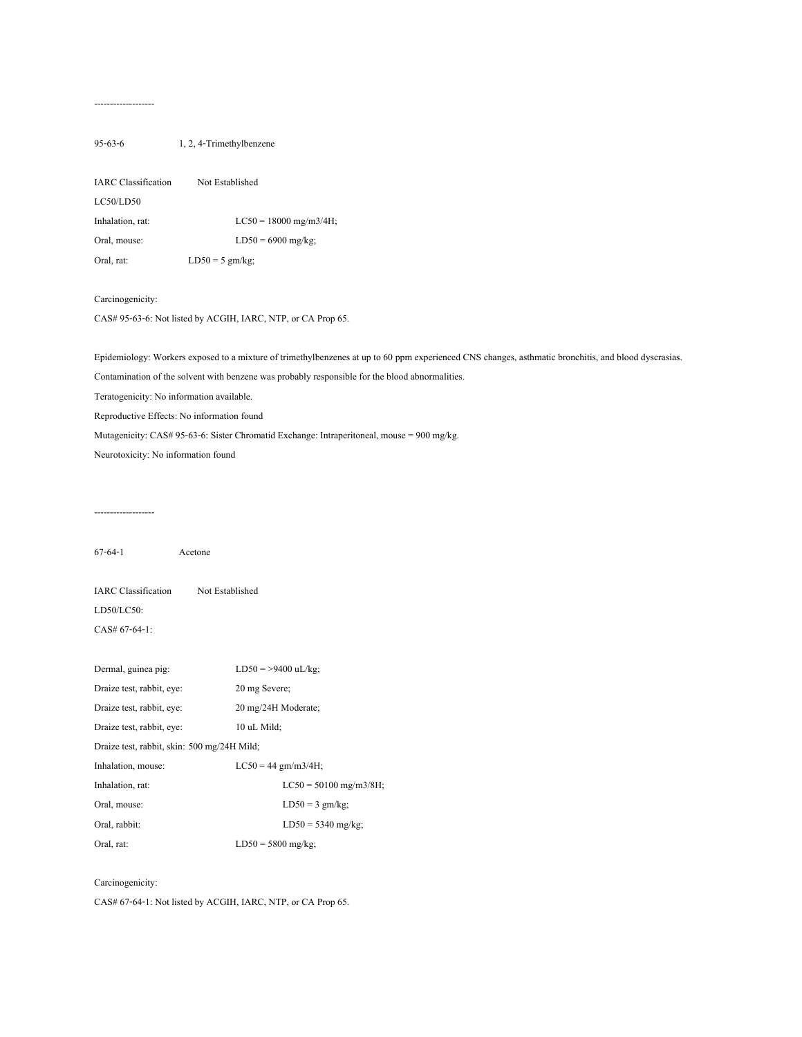-------------------

95-63-6 1, 2, 4-Trimethylbenzene

IARC Classification Not Established

LC50/LD50

Inhalation, rat: LC50 = 18000 mg/m3/4H;

Oral, mouse: LD50 = 6900 mg/kg;

Oral, rat: LD50 = 5 gm/kg;

Carcinogenicity:

CAS# 95-63-6: Not listed by ACGIH, IARC, NTP, or CA Prop 65.

Epidemiology: Workers exposed to a mixture of trimethylbenzenes at up to 60 ppm experienced CNS changes, asthmatic bronchitis, and blood dyscrasias.

Contamination of the solvent with benzene was probably responsible for the blood abnormalities.

Teratogenicity: No information available.

Reproductive Effects: No information found

Mutagenicity: CAS# 95-63-6: Sister Chromatid Exchange: Intraperitoneal, mouse = 900 mg/kg.

Neurotoxicity: No information found

-------------------

67-64-1 Acetone

IARC Classification Not Established

LD50/LC50:

CAS# 67-64-1:

Dermal, guinea pig: LD50 = >9400 uL/kg;

Draize test, rabbit, eye: 20 mg Severe;

Draize test, rabbit, eye: 20 mg/24H Moderate;

Draize test, rabbit, eye: 10 uL Mild;

Draize test, rabbit, skin: 500 mg/24H Mild;

Inhalation, mouse: LC50 = 44 gm/m3/4H;

Inhalation, rat: LC50 = 50100 mg/m3/8H;

Oral, mouse: LD50 = 3 gm/kg;

Oral, rabbit: LD50 = 5340 mg/kg;

Oral, rat: LD50 = 5800 mg/kg;

Carcinogenicity:

CAS# 67-64-1: Not listed by ACGIH, IARC, NTP, or CA Prop 65.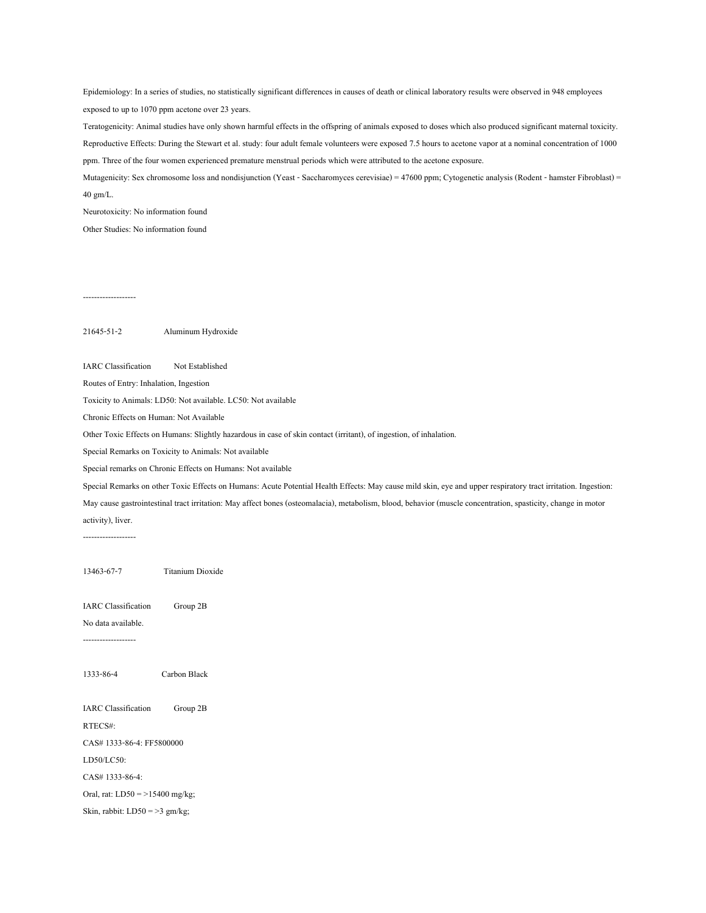Epidemiology: In a series of studies, no statistically significant differences in causes of death or clinical laboratory results were observed in 948 employees exposed to up to 1070 ppm acetone over 23 years.

Teratogenicity: Animal studies have only shown harmful effects in the offspring of animals exposed to doses which also produced significant maternal toxicity.

Reproductive Effects: During the Stewart et al. study: four adult female volunteers were exposed 7.5 hours to acetone vapor at a nominal concentration of 1000 ppm. Three of the four women experienced premature menstrual periods which were attributed to the acetone exposure.

Mutagenicity: Sex chromosome loss and nondisjunction (Yeast - Saccharomyces cerevisiae) = 47600 ppm; Cytogenetic analysis (Rodent - hamster Fibroblast) = 40 gm/L.

Neurotoxicity: No information found

Other Studies: No information found

-------------------

21645-51-2 Aluminum Hydroxide

IARC Classification Not Established

Routes of Entry: Inhalation, Ingestion

Toxicity to Animals: LD50: Not available. LC50: Not available

Chronic Effects on Human: Not Available

Other Toxic Effects on Humans: Slightly hazardous in case of skin contact (irritant), of ingestion, of inhalation.

Special Remarks on Toxicity to Animals: Not available

Special remarks on Chronic Effects on Humans: Not available

Special Remarks on other Toxic Effects on Humans: Acute Potential Health Effects: May cause mild skin, eye and upper respiratory tract irritation. Ingestion: May cause gastrointestinal tract irritation: May affect bones (osteomalacia), metabolism, blood, behavior (muscle concentration, spasticity, change in motor activity), liver.

-------------------

13463-67-7 Titanium Dioxide

IARC Classification Group 2B

No data available.

-------------------

1333-86-4 Carbon Black

IARC Classification Group 2B

RTECS#:

CAS# 1333-86-4: FF5800000

LD50/LC50:

CAS# 1333-86-4:

Oral, rat: LD50 = >15400 mg/kg;

Skin, rabbit: LD50 = >3 gm/kg;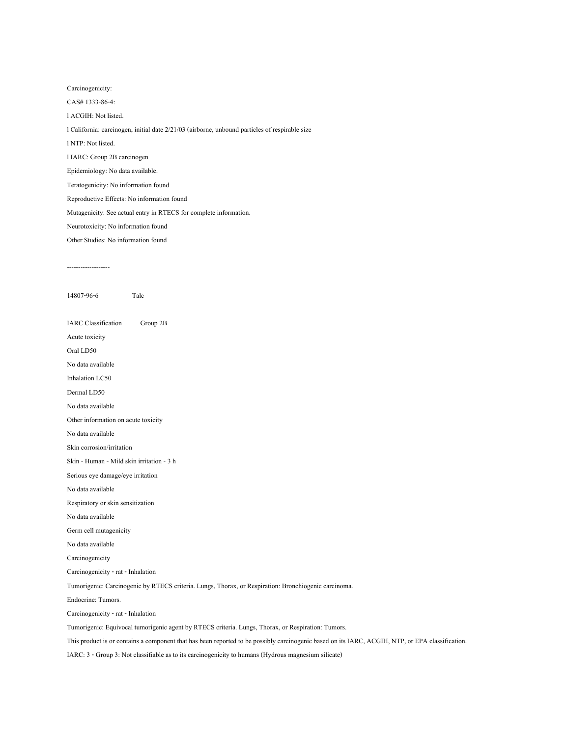Carcinogenicity:

CAS# 1333-86-4:

- ACGIH: Not listed.
- California: carcinogen, initial date 2/21/03 (airborne, unbound particles of respirable size
- NTP: Not listed.
- IARC: Group 2B carcinogen

Epidemiology: No data available.

Teratogenicity: No information found

Reproductive Effects: No information found

Mutagenicity: See actual entry in RTECS for complete information.

Neurotoxicity: No information found

Other Studies: No information found

-------------------

14807-96-6 Talc

IARC Classification Group 2B

Acute toxicity

Oral LD50

No data available

Inhalation LC50

Dermal LD50

No data available

Other information on acute toxicity

No data available

Skin corrosion/irritation

Skin - Human - Mild skin irritation - 3 h

Serious eye damage/eye irritation

No data available

Respiratory or skin sensitization

No data available

Germ cell mutagenicity

No data available

Carcinogenicity

Carcinogenicity - rat - Inhalation

Tumorigenic: Carcinogenic by RTECS criteria. Lungs, Thorax, or Respiration: Bronchiogenic carcinoma.

Endocrine: Tumors.

Carcinogenicity - rat - Inhalation

Tumorigenic: Equivocal tumorigenic agent by RTECS criteria. Lungs, Thorax, or Respiration: Tumors.

This product is or contains a component that has been reported to be possibly carcinogenic based on its IARC, ACGIH, NTP, or EPA classification.

IARC: 3 - Group 3: Not classifiable as to its carcinogenicity to humans (Hydrous magnesium silicate)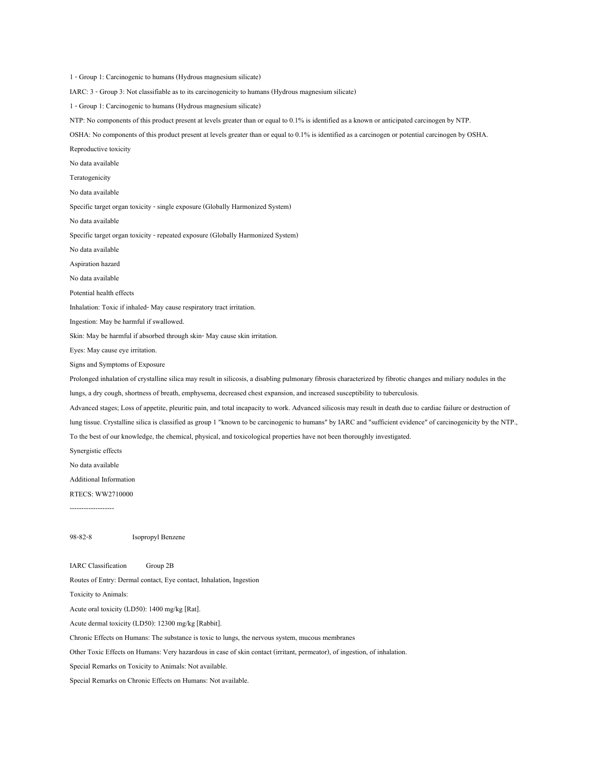1 - Group 1: Carcinogenic to humans (Hydrous magnesium silicate)

IARC: 3 - Group 3: Not classifiable as to its carcinogenicity to humans (Hydrous magnesium silicate)

1 - Group 1: Carcinogenic to humans (Hydrous magnesium silicate)

NTP: No components of this product present at levels greater than or equal to 0.1% is identified as a known or anticipated carcinogen by NTP.

OSHA: No components of this product present at levels greater than or equal to 0.1% is identified as a carcinogen or potential carcinogen by OSHA.

Reproductive toxicity

No data available

Teratogenicity

No data available

Specific target organ toxicity - single exposure (Globally Harmonized System)

No data available

Specific target organ toxicity - repeated exposure (Globally Harmonized System)

No data available

Aspiration hazard

No data available

Potential health effects

Inhalation: Toxic if inhaled- May cause respiratory tract irritation.

Ingestion: May be harmful if swallowed.

Skin: May be harmful if absorbed through skin- May cause skin irritation.

Eyes: May cause eye irritation.

Signs and Symptoms of Exposure

Prolonged inhalation of crystalline silica may result in silicosis, a disabling pulmonary fibrosis characterized by fibrotic changes and miliary nodules in the lungs, a dry cough, shortness of breath, emphysema, decreased chest expansion, and increased susceptibility to tuberculosis.

Advanced stages; Loss of appetite, pleuritic pain, and total incapacity to work. Advanced silicosis may result in death due to cardiac failure or destruction of lung tissue. Crystalline silica is classified as group 1 "known to be carcinogenic to humans" by IARC and "sufficient evidence" of carcinogenicity by the NTP.,

To the best of our knowledge, the chemical, physical, and toxicological properties have not been thoroughly investigated.

Synergistic effects

No data available

Additional Information

RTECS: WW2710000

-------------------

98-82-8 Isopropyl Benzene

IARC Classification Group 2B

Routes of Entry: Dermal contact, Eye contact, Inhalation, Ingestion

Toxicity to Animals:

Acute oral toxicity (LD50): 1400 mg/kg [Rat].

Acute dermal toxicity (LD50): 12300 mg/kg [Rabbit].

Chronic Effects on Humans: The substance is toxic to lungs, the nervous system, mucous membranes

Other Toxic Effects on Humans: Very hazardous in case of skin contact (irritant, permeator), of ingestion, of inhalation.

Special Remarks on Toxicity to Animals: Not available.

Special Remarks on Chronic Effects on Humans: Not available.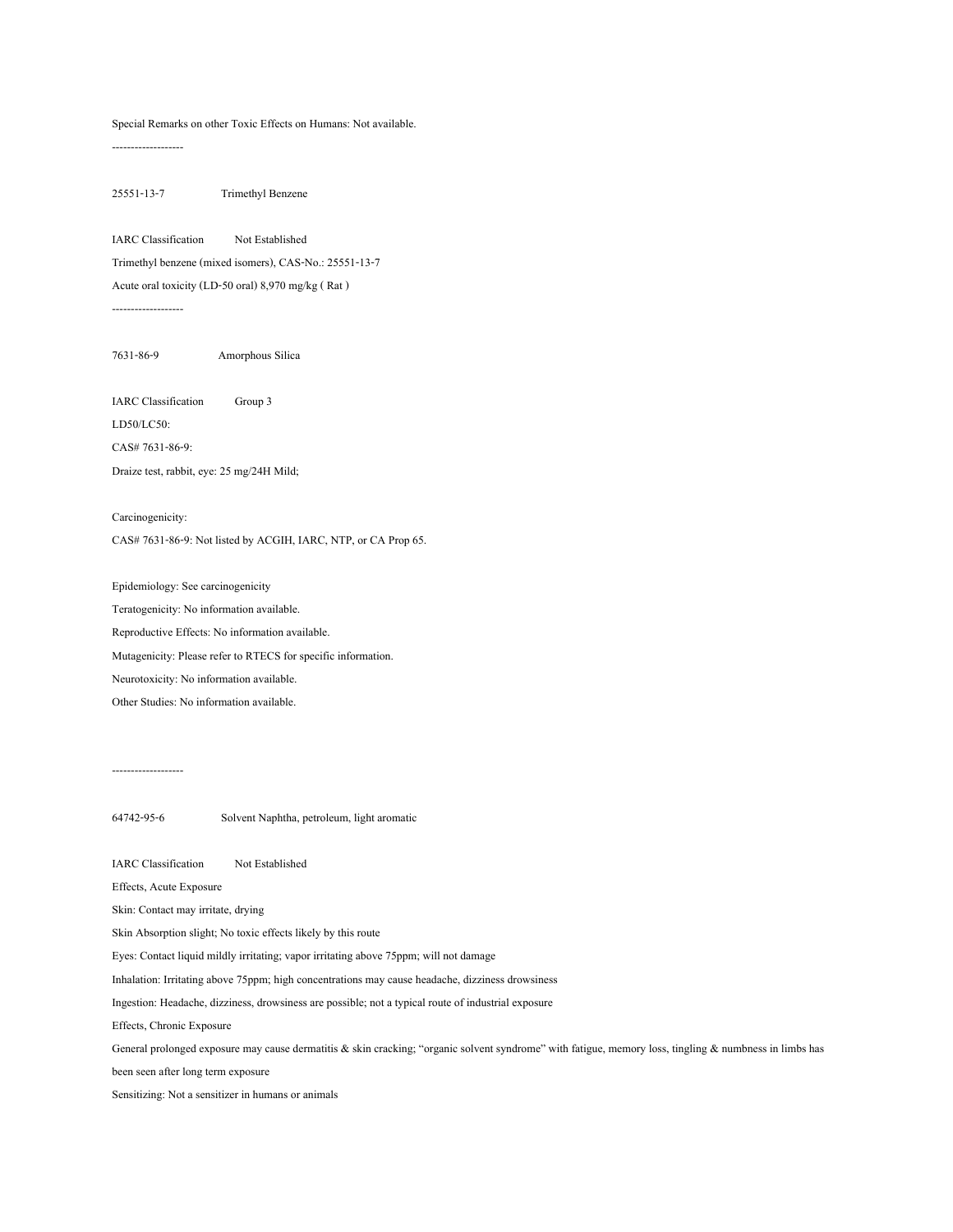Special Remarks on other Toxic Effects on Humans: Not available.

-------------------

25551-13-7 Trimethyl Benzene

IARC Classification Not Established

Trimethyl benzene (mixed isomers), CAS-No.: 25551-13-7

Acute oral toxicity (LD-50 oral) 8,970 mg/kg ( Rat )

-------------------

7631-86-9 Amorphous Silica

IARC Classification Group 3

LD50/LC50:

CAS# 7631-86-9:

Draize test, rabbit, eye: 25 mg/24H Mild;

Carcinogenicity:

CAS# 7631-86-9: Not listed by ACGIH, IARC, NTP, or CA Prop 65.

Epidemiology: See carcinogenicity

Teratogenicity: No information available.

Reproductive Effects: No information available.

Mutagenicity: Please refer to RTECS for specific information.

Neurotoxicity: No information available.

Other Studies: No information available.

-------------------

64742-95-6 Solvent Naphtha, petroleum, light aromatic

IARC Classification Not Established

Effects, Acute Exposure

Skin: Contact may irritate, drying

Skin Absorption slight; No toxic effects likely by this route

Eyes: Contact liquid mildly irritating; vapor irritating above 75ppm; will not damage

Inhalation: Irritating above 75ppm; high concentrations may cause headache, dizziness drowsiness

Ingestion: Headache, dizziness, drowsiness are possible; not a typical route of industrial exposure

Effects, Chronic Exposure

General prolonged exposure may cause dermatitis & skin cracking; "organic solvent syndrome" with fatigue, memory loss, tingling & numbness in limbs has been seen after long term exposure

Sensitizing: Not a sensitizer in humans or animals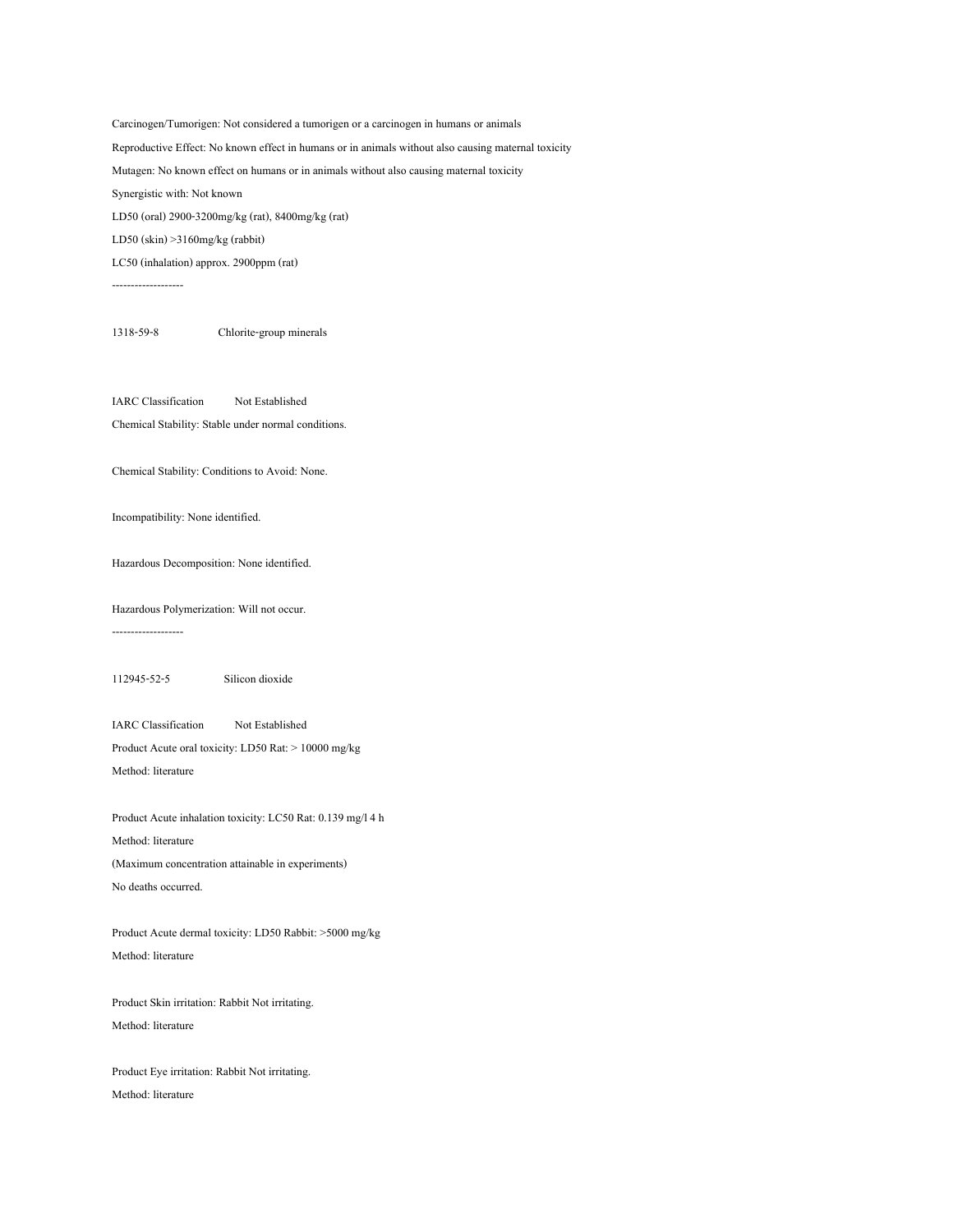Carcinogen/Tumorigen: Not considered a tumorigen or a carcinogen in humans or animals

Reproductive Effect: No known effect in humans or in animals without also causing maternal toxicity

Mutagen: No known effect on humans or in animals without also causing maternal toxicity

Synergistic with: Not known

LD50 (oral) 2900-3200mg/kg (rat), 8400mg/kg (rat)

LD50 (skin) >3160mg/kg (rabbit)

LC50 (inhalation) approx. 2900ppm (rat)

-------------------

1318-59-8 Chlorite-group minerals

IARC Classification Not Established

Chemical Stability: Stable under normal conditions.

Chemical Stability: Conditions to Avoid: None.

Incompatibility: None identified.

Hazardous Decomposition: None identified.

Hazardous Polymerization: Will not occur.

-------------------

112945-52-5 Silicon dioxide

IARC Classification Not Established

Product Acute oral toxicity: LD50 Rat: > 10000 mg/kg

Method: literature

Product Acute inhalation toxicity: LC50 Rat: 0.139 mg/l 4 h

Method: literature

(Maximum concentration attainable in experiments)

No deaths occurred.

Product Acute dermal toxicity: LD50 Rabbit: >5000 mg/kg

Method: literature

Product Skin irritation: Rabbit Not irritating.

Method: literature

Product Eye irritation: Rabbit Not irritating.

Method: literature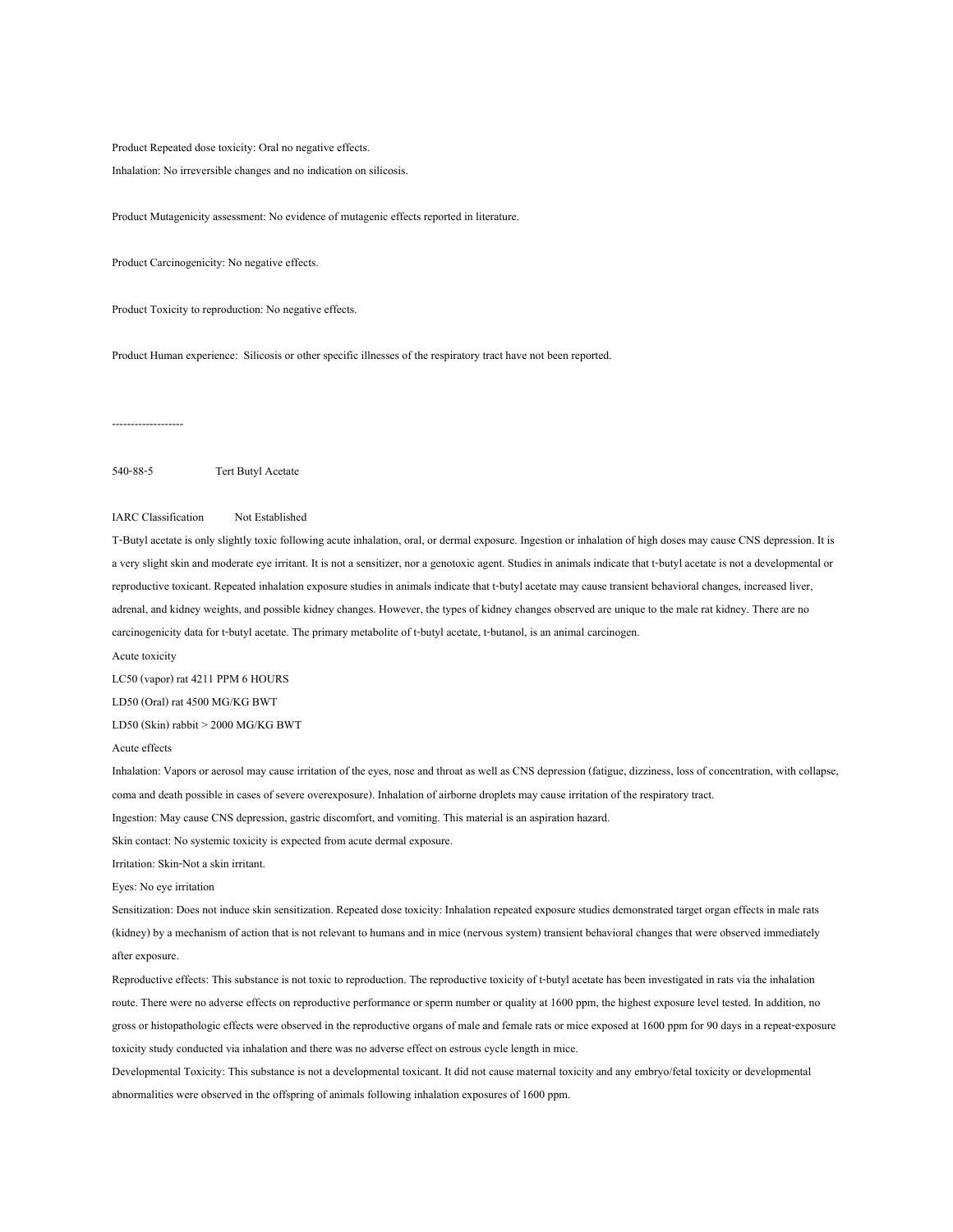Product Repeated dose toxicity: Oral no negative effects.

Inhalation: No irreversible changes and no indication on silicosis.

Product Mutagenicity assessment: No evidence of mutagenic effects reported in literature.

Product Carcinogenicity: No negative effects.

Product Toxicity to reproduction: No negative effects.

Product Human experience: Silicosis or other specific illnesses of the respiratory tract have not been reported.

-------------------

540-88-5 Tert Butyl Acetate

IARC Classification Not Established

T-Butyl acetate is only slightly toxic following acute inhalation, oral, or dermal exposure. Ingestion or inhalation of high doses may cause CNS depression. It is a very slight skin and moderate eye irritant. It is not a sensitizer, nor a genotoxic agent. Studies in animals indicate that t-butyl acetate is not a developmental or reproductive toxicant. Repeated inhalation exposure studies in animals indicate that t-butyl acetate may cause transient behavioral changes, increased liver, adrenal, and kidney weights, and possible kidney changes. However, the types of kidney changes observed are unique to the male rat kidney. There are no carcinogenicity data for t-butyl acetate. The primary metabolite of t-butyl acetate, t-butanol, is an animal carcinogen.

Acute toxicity

LC50 (vapor) rat 4211 PPM 6 HOURS

LD50 (Oral) rat 4500 MG/KG BWT

LD50 (Skin) rabbit > 2000 MG/KG BWT

Acute effects

Inhalation: Vapors or aerosol may cause irritation of the eyes, nose and throat as well as CNS depression (fatigue, dizziness, loss of concentration, with collapse, coma and death possible in cases of severe overexposure). Inhalation of airborne droplets may cause irritation of the respiratory tract.

Ingestion: May cause CNS depression, gastric discomfort, and vomiting. This material is an aspiration hazard.

Skin contact: No systemic toxicity is expected from acute dermal exposure.

Irritation: Skin-Not a skin irritant.

Eyes: No eye irritation

Sensitization: Does not induce skin sensitization. Repeated dose toxicity: Inhalation repeated exposure studies demonstrated target organ effects in male rats (kidney) by a mechanism of action that is not relevant to humans and in mice (nervous system) transient behavioral changes that were observed immediately after exposure.

Reproductive effects: This substance is not toxic to reproduction. The reproductive toxicity of t-butyl acetate has been investigated in rats via the inhalation route. There were no adverse effects on reproductive performance or sperm number or quality at 1600 ppm, the highest exposure level tested. In addition, no gross or histopathologic effects were observed in the reproductive organs of male and female rats or mice exposed at 1600 ppm for 90 days in a repeat-exposure toxicity study conducted via inhalation and there was no adverse effect on estrous cycle length in mice.

Developmental Toxicity: This substance is not a developmental toxicant. It did not cause maternal toxicity and any embryo/fetal toxicity or developmental abnormalities were observed in the offspring of animals following inhalation exposures of 1600 ppm.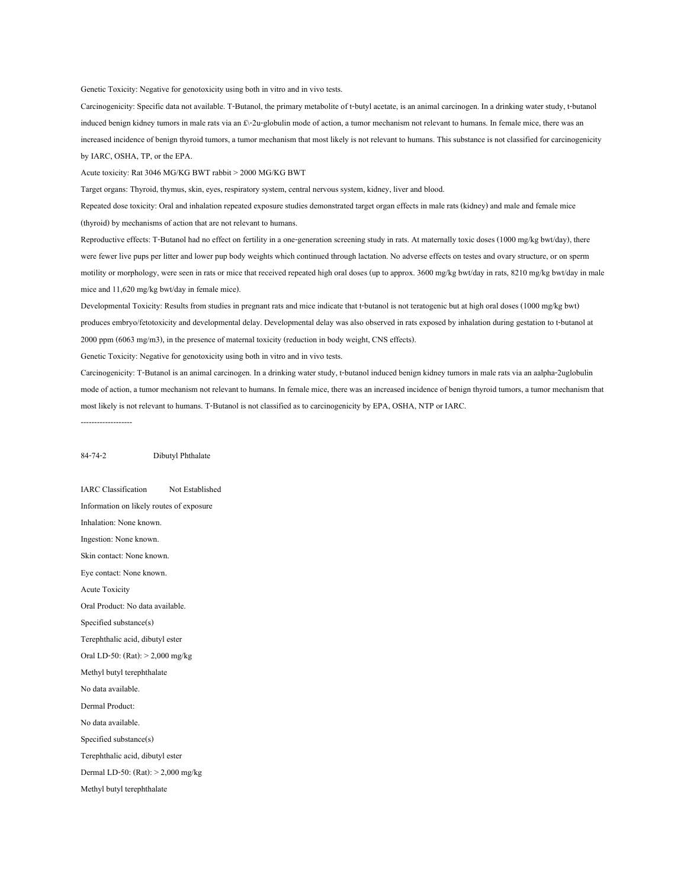Genetic Toxicity: Negative for genotoxicity using both in vitro and in vivo tests.

Carcinogenicity: Specific data not available. T-Butanol, the primary metabolite of t-butyl acetate, is an animal carcinogen. In a drinking water study, t-butanol induced benign kidney tumors in male rats via an £\-2u-globulin mode of action, a tumor mechanism not relevant to humans. In female mice, there was an increased incidence of benign thyroid tumors, a tumor mechanism that most likely is not relevant to humans. This substance is not classified for carcinogenicity by IARC, OSHA, TP, or the EPA.

Acute toxicity: Rat 3046 MG/KG BWT rabbit > 2000 MG/KG BWT

Target organs: Thyroid, thymus, skin, eyes, respiratory system, central nervous system, kidney, liver and blood.

Repeated dose toxicity: Oral and inhalation repeated exposure studies demonstrated target organ effects in male rats (kidney) and male and female mice (thyroid) by mechanisms of action that are not relevant to humans.

Reproductive effects: T-Butanol had no effect on fertility in a one-generation screening study in rats. At maternally toxic doses (1000 mg/kg bwt/day), there were fewer live pups per litter and lower pup body weights which continued through lactation. No adverse effects on testes and ovary structure, or on sperm motility or morphology, were seen in rats or mice that received repeated high oral doses (up to approx. 3600 mg/kg bwt/day in rats, 8210 mg/kg bwt/day in male mice and 11,620 mg/kg bwt/day in female mice).

Developmental Toxicity: Results from studies in pregnant rats and mice indicate that t-butanol is not teratogenic but at high oral doses (1000 mg/kg bwt) produces embryo/fetotoxicity and developmental delay. Developmental delay was also observed in rats exposed by inhalation during gestation to t-butanol at 2000 ppm (6063 mg/m3), in the presence of maternal toxicity (reduction in body weight, CNS effects).

Genetic Toxicity: Negative for genotoxicity using both in vitro and in vivo tests.

Carcinogenicity: T-Butanol is an animal carcinogen. In a drinking water study, t-butanol induced benign kidney tumors in male rats via an aalpha-2uglobulin mode of action, a tumor mechanism not relevant to humans. In female mice, there was an increased incidence of benign thyroid tumors, a tumor mechanism that most likely is not relevant to humans. T-Butanol is not classified as to carcinogenicity by EPA, OSHA, NTP or IARC.

-------------------

84-74-2 Dibutyl Phthalate

IARC Classification Not Established

Information on likely routes of exposure

Inhalation: None known.

Ingestion: None known.

Skin contact: None known.

Eye contact: None known.

Acute Toxicity

Oral Product: No data available.

Specified substance(s)

Terephthalic acid, dibutyl ester

Oral LD-50: (Rat): > 2,000 mg/kg

Methyl butyl terephthalate

No data available.

Dermal Product:

No data available.

Specified substance(s)

Terephthalic acid, dibutyl ester

Dermal LD-50: (Rat): > 2,000 mg/kg

Methyl butyl terephthalate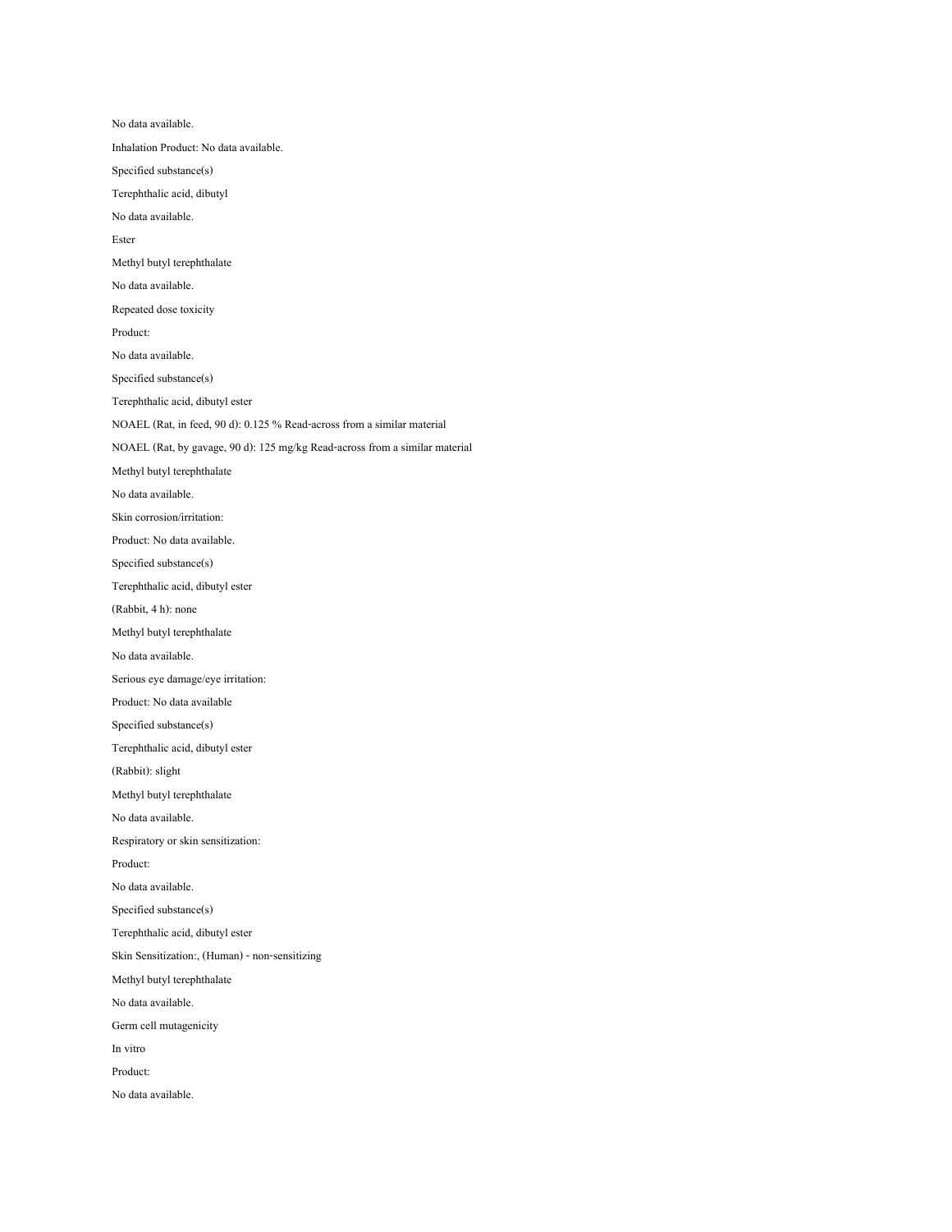No data available.

Inhalation Product: No data available.

Specified substance(s)

Terephthalic acid, dibutyl

No data available.

Ester

Methyl butyl terephthalate

No data available.

Repeated dose toxicity

Product:

No data available.

Specified substance(s)

Terephthalic acid, dibutyl ester

NOAEL (Rat, in feed, 90 d): 0.125 % Read-across from a similar material

NOAEL (Rat, by gavage, 90 d): 125 mg/kg Read-across from a similar material

Methyl butyl terephthalate

No data available.

Skin corrosion/irritation:

Product: No data available.

Specified substance(s)

Terephthalic acid, dibutyl ester

(Rabbit, 4 h): none

Methyl butyl terephthalate

No data available.

Serious eye damage/eye irritation:

Product: No data available

Specified substance(s)

Terephthalic acid, dibutyl ester

(Rabbit): slight

Methyl butyl terephthalate

No data available.

Respiratory or skin sensitization:

Product:

No data available.

Specified substance(s)

Terephthalic acid, dibutyl ester

Skin Sensitization:, (Human) - non-sensitizing

Methyl butyl terephthalate

No data available.

Germ cell mutagenicity

In vitro

Product:

No data available.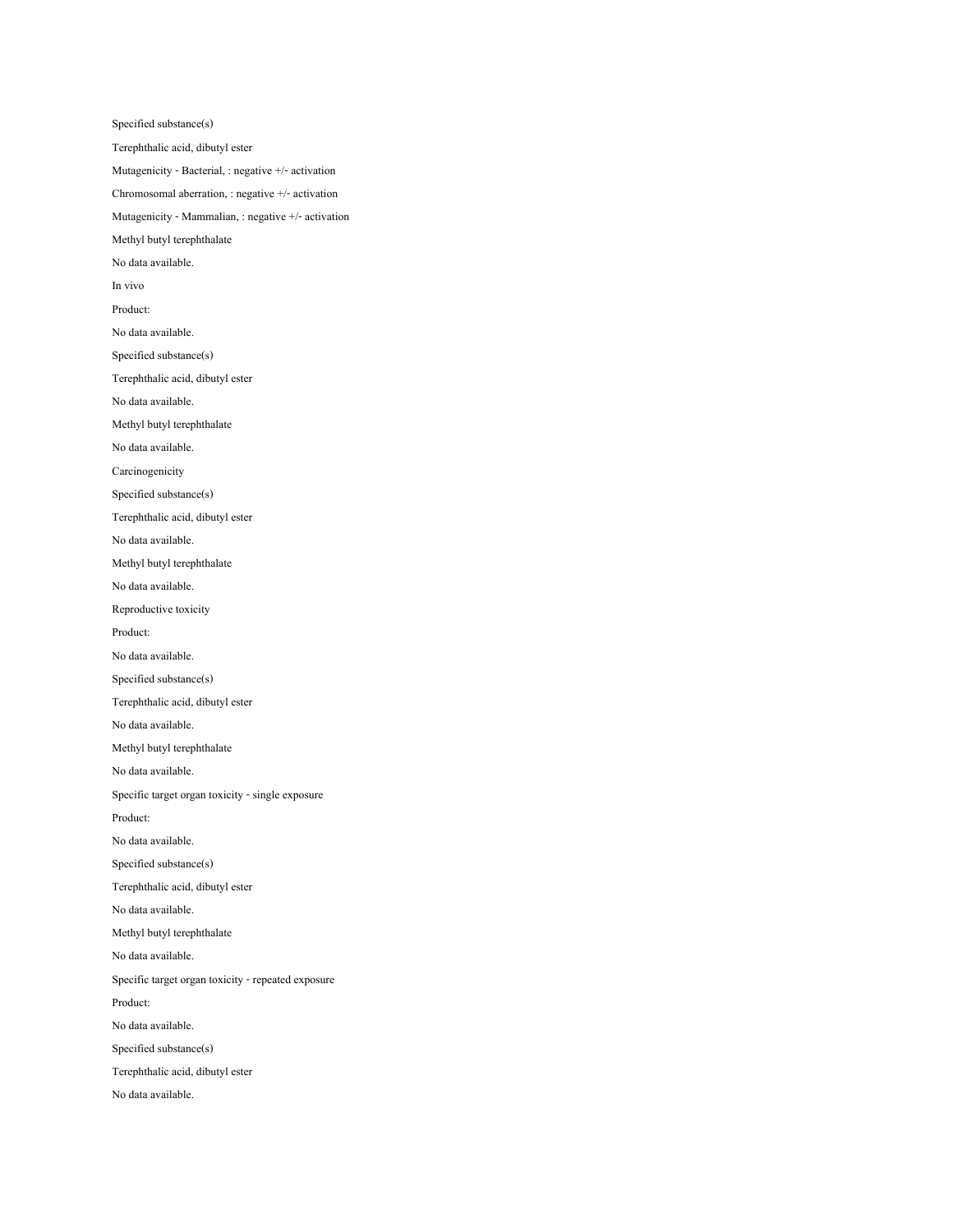Specified substance(s)

Terephthalic acid, dibutyl ester

Mutagenicity - Bacterial, : negative +/- activation

Chromosomal aberration, : negative +/- activation

Mutagenicity - Mammalian, : negative +/- activation

Methyl butyl terephthalate

No data available.

In vivo

Product:

No data available.

Specified substance(s)

Terephthalic acid, dibutyl ester

No data available.

Methyl butyl terephthalate

No data available.

Carcinogenicity

Specified substance(s)

Terephthalic acid, dibutyl ester

No data available.

Methyl butyl terephthalate

No data available.

Reproductive toxicity

Product:

No data available.

Specified substance(s)

Terephthalic acid, dibutyl ester

No data available.

Methyl butyl terephthalate

No data available.

Specific target organ toxicity - single exposure

Product:

No data available.

Specified substance(s)

Terephthalic acid, dibutyl ester

No data available.

Methyl butyl terephthalate

No data available.

Specific target organ toxicity - repeated exposure

Product:

No data available.

Specified substance(s)

Terephthalic acid, dibutyl ester

No data available.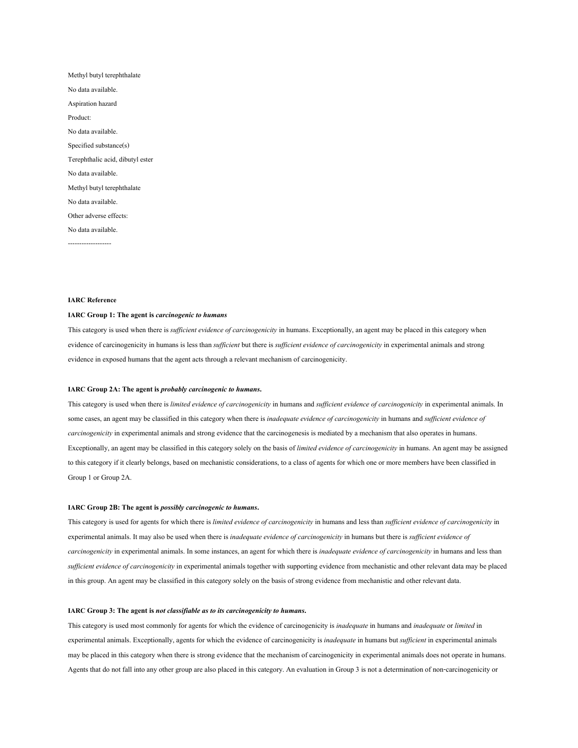Methyl butyl terephthalate

No data available.

Aspiration hazard

Product:

No data available.

Specified substance(s)

Terephthalic acid, dibutyl ester

No data available.

Methyl butyl terephthalate

No data available.

Other adverse effects:

No data available.

-------------------

**IARC Reference**

**IARC Group 1: The agent is *carcinogenic to humans***

This category is used when there is *sufficient evidence of carcinogenicity* in humans. Exceptionally, an agent may be placed in this category when evidence of carcinogenicity in humans is less than *sufficient* but there is *sufficient evidence of carcinogenicity* in experimental animals and strong evidence in exposed humans that the agent acts through a relevant mechanism of carcinogenicity.

**IARC Group 2A: The agent is *probably carcinogenic to humans*.**

This category is used when there is *limited evidence of carcinogenicity* in humans and *sufficient evidence of carcinogenicity* in experimental animals. In some cases, an agent may be classified in this category when there is *inadequate evidence of carcinogenicity* in humans and *sufficient evidence of carcinogenicity* in experimental animals and strong evidence that the carcinogenesis is mediated by a mechanism that also operates in humans. Exceptionally, an agent may be classified in this category solely on the basis of *limited evidence of carcinogenicity* in humans. An agent may be assigned to this category if it clearly belongs, based on mechanistic considerations, to a class of agents for which one or more members have been classified in Group 1 or Group 2A.

**IARC Group 2B: The agent is *possibly carcinogenic to humans*.**

This category is used for agents for which there is *limited evidence of carcinogenicity* in humans and less than *sufficient evidence of carcinogenicity* in experimental animals. It may also be used when there is *inadequate evidence of carcinogenicity* in humans but there is *sufficient evidence of carcinogenicity* in experimental animals. In some instances, an agent for which there is *inadequate evidence of carcinogenicity* in humans and less than *sufficient evidence of carcinogenicity* in experimental animals together with supporting evidence from mechanistic and other relevant data may be placed in this group. An agent may be classified in this category solely on the basis of strong evidence from mechanistic and other relevant data.

**IARC Group 3: The agent is *not classifiable as to its carcinogenicity to humans*.**

This category is used most commonly for agents for which the evidence of carcinogenicity is *inadequate* in humans and *inadequate* or *limited* in experimental animals. Exceptionally, agents for which the evidence of carcinogenicity is *inadequate* in humans but *sufficient* in experimental animals may be placed in this category when there is strong evidence that the mechanism of carcinogenicity in experimental animals does not operate in humans. Agents that do not fall into any other group are also placed in this category. An evaluation in Group 3 is not a determination of non-carcinogenicity or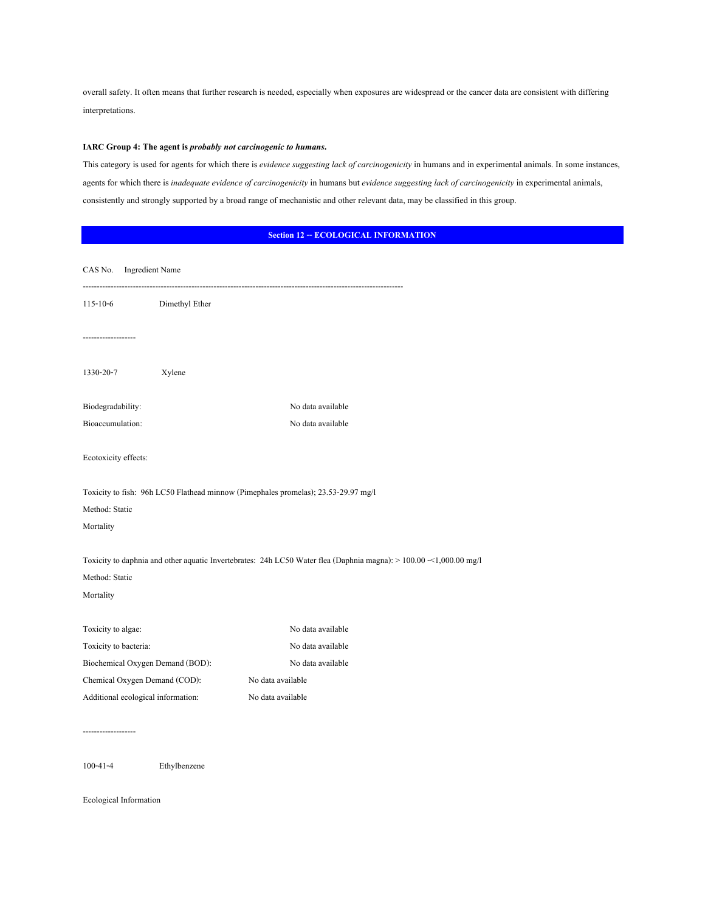overall safety. It often means that further research is needed, especially when exposures are widespread or the cancer data are consistent with differing interpretations.

**IARC Group 4: The agent is *probably not carcinogenic to humans.***

This category is used for agents for which there is *evidence suggesting lack of carcinogenicity* in humans and in experimental animals. In some instances, agents for which there is *inadequate evidence of carcinogenicity* in humans but *evidence suggesting lack of carcinogenicity* in experimental animals, consistently and strongly supported by a broad range of mechanistic and other relevant data, may be classified in this group.

## Section 12 -- ECOLOGICAL INFORMATION

CAS No. Ingredient Name

--------------------------------------------------------------------------------------------------------------------

115-10-6 Dimethyl Ether

-------------------

1330-20-7 Xylene

Biodegradability: No data available

Bioaccumulation: No data available

Ecotoxicity effects:

Toxicity to fish: 96h LC50 Flathead minnow (Pimephales promelas); 23.53-29.97 mg/l

Method: Static

Mortality

Toxicity to daphnia and other aquatic Invertebrates: 24h LC50 Water flea (Daphnia magna): > 100.00 -<1,000.00 mg/l

Method: Static

Mortality

Toxicity to algae: No data available

Toxicity to bacteria: No data available

Biochemical Oxygen Demand (BOD): No data available

Chemical Oxygen Demand (COD): No data available

Additional ecological information: No data available

-------------------

100-41-4 Ethylbenzene

Ecological Information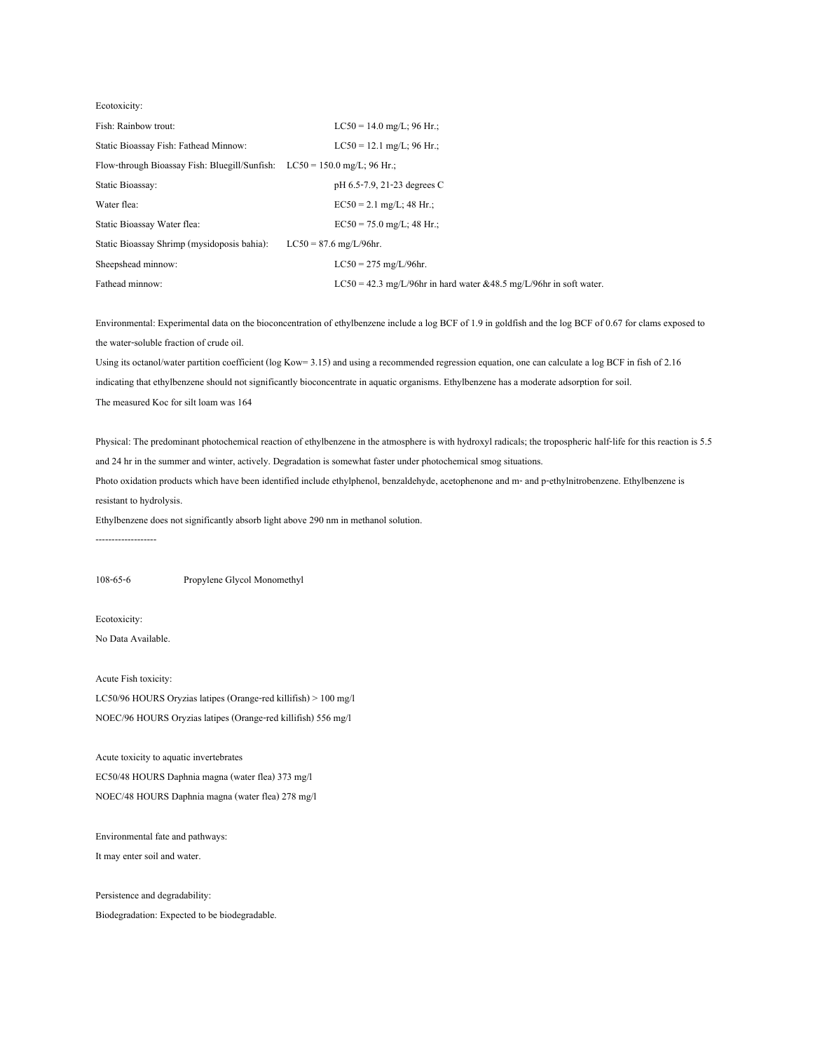Ecotoxicity:

| | |
|---|---|
| Fish: Rainbow trout: | LC50 = 14.0 mg/L; 96 Hr.; |
| Static Bioassay Fish: Fathead Minnow: | LC50 = 12.1 mg/L; 96 Hr.; |
| Flow-through Bioassay Fish: Bluegill/Sunfish: | LC50 = 150.0 mg/L; 96 Hr.; |
| Static Bioassay: | pH 6.5-7.9, 21-23 degrees C |
| Water flea: | EC50 = 2.1 mg/L; 48 Hr.; |
| Static Bioassay Water flea: | EC50 = 75.0 mg/L; 48 Hr.; |
| Static Bioassay Shrimp (mysidoposis bahia): | LC50 = 87.6 mg/L/96hr. |
| Sheepshead minnow: | LC50 = 275 mg/L/96hr. |
| Fathead minnow: | LC50 = 42.3 mg/L/96hr in hard water &48.5 mg/L/96hr in soft water. |

Environmental: Experimental data on the bioconcentration of ethylbenzene include a log BCF of 1.9 in goldfish and the log BCF of 0.67 for clams exposed to the water-soluble fraction of crude oil.

Using its octanol/water partition coefficient (log Kow= 3.15) and using a recommended regression equation, one can calculate a log BCF in fish of 2.16 indicating that ethylbenzene should not significantly bioconcentrate in aquatic organisms. Ethylbenzene has a moderate adsorption for soil.

The measured Koc for silt loam was 164

Physical: The predominant photochemical reaction of ethylbenzene in the atmosphere is with hydroxyl radicals; the tropospheric half-life for this reaction is 5.5 and 24 hr in the summer and winter, actively. Degradation is somewhat faster under photochemical smog situations.

Photo oxidation products which have been identified include ethylphenol, benzaldehyde, acetophenone and m- and p-ethylnitrobenzene. Ethylbenzene is resistant to hydrolysis.

Ethylbenzene does not significantly absorb light above 290 nm in methanol solution.

-------------------

108-65-6 Propylene Glycol Monomethyl

Ecotoxicity:

No Data Available.

Acute Fish toxicity:

LC50/96 HOURS Oryzias latipes (Orange-red killifish) > 100 mg/l

NOEC/96 HOURS Oryzias latipes (Orange-red killifish) 556 mg/l

Acute toxicity to aquatic invertebrates

EC50/48 HOURS Daphnia magna (water flea) 373 mg/l

NOEC/48 HOURS Daphnia magna (water flea) 278 mg/l

Environmental fate and pathways:

It may enter soil and water.

Persistence and degradability:

Biodegradation: Expected to be biodegradable.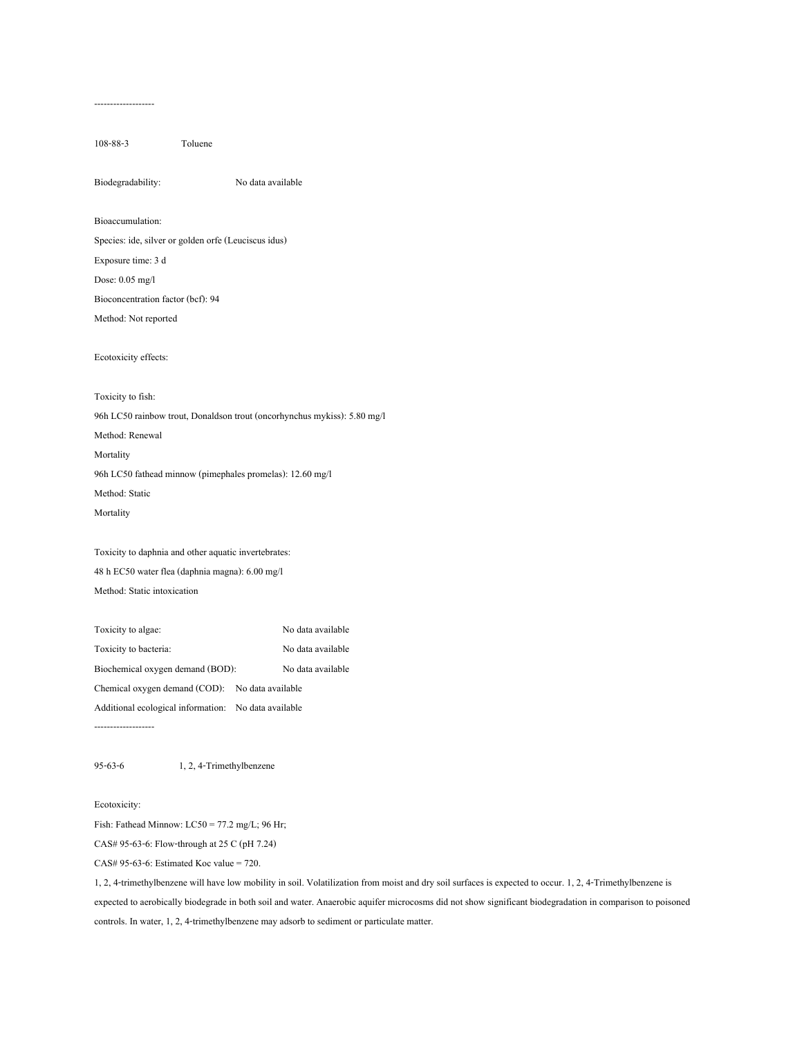-------------------

108-88-3 Toluene

Biodegradability: No data available

Bioaccumulation:

Species: ide, silver or golden orfe (Leuciscus idus)

Exposure time: 3 d

Dose: 0.05 mg/l

Bioconcentration factor (bcf): 94

Method: Not reported

Ecotoxicity effects:

Toxicity to fish:

96h LC50 rainbow trout, Donaldson trout (oncorhynchus mykiss): 5.80 mg/l

Method: Renewal

Mortality

96h LC50 fathead minnow (pimephales promelas): 12.60 mg/l

Method: Static

Mortality

Toxicity to daphnia and other aquatic invertebrates:

48 h EC50 water flea (daphnia magna): 6.00 mg/l

Method: Static intoxication

Toxicity to algae: No data available

Toxicity to bacteria: No data available

Biochemical oxygen demand (BOD): No data available

Chemical oxygen demand (COD): No data available

Additional ecological information: No data available

-------------------

95-63-6 1, 2, 4-Trimethylbenzene

Ecotoxicity:

Fish: Fathead Minnow: LC50 = 77.2 mg/L; 96 Hr;

CAS# 95-63-6: Flow-through at 25 C (pH 7.24)

CAS# 95-63-6: Estimated Koc value = 720.

1, 2, 4-trimethylbenzene will have low mobility in soil. Volatilization from moist and dry soil surfaces is expected to occur. 1, 2, 4-Trimethylbenzene is expected to aerobically biodegrade in both soil and water. Anaerobic aquifer microcosms did not show significant biodegradation in comparison to poisoned controls. In water, 1, 2, 4-trimethylbenzene may adsorb to sediment or particulate matter.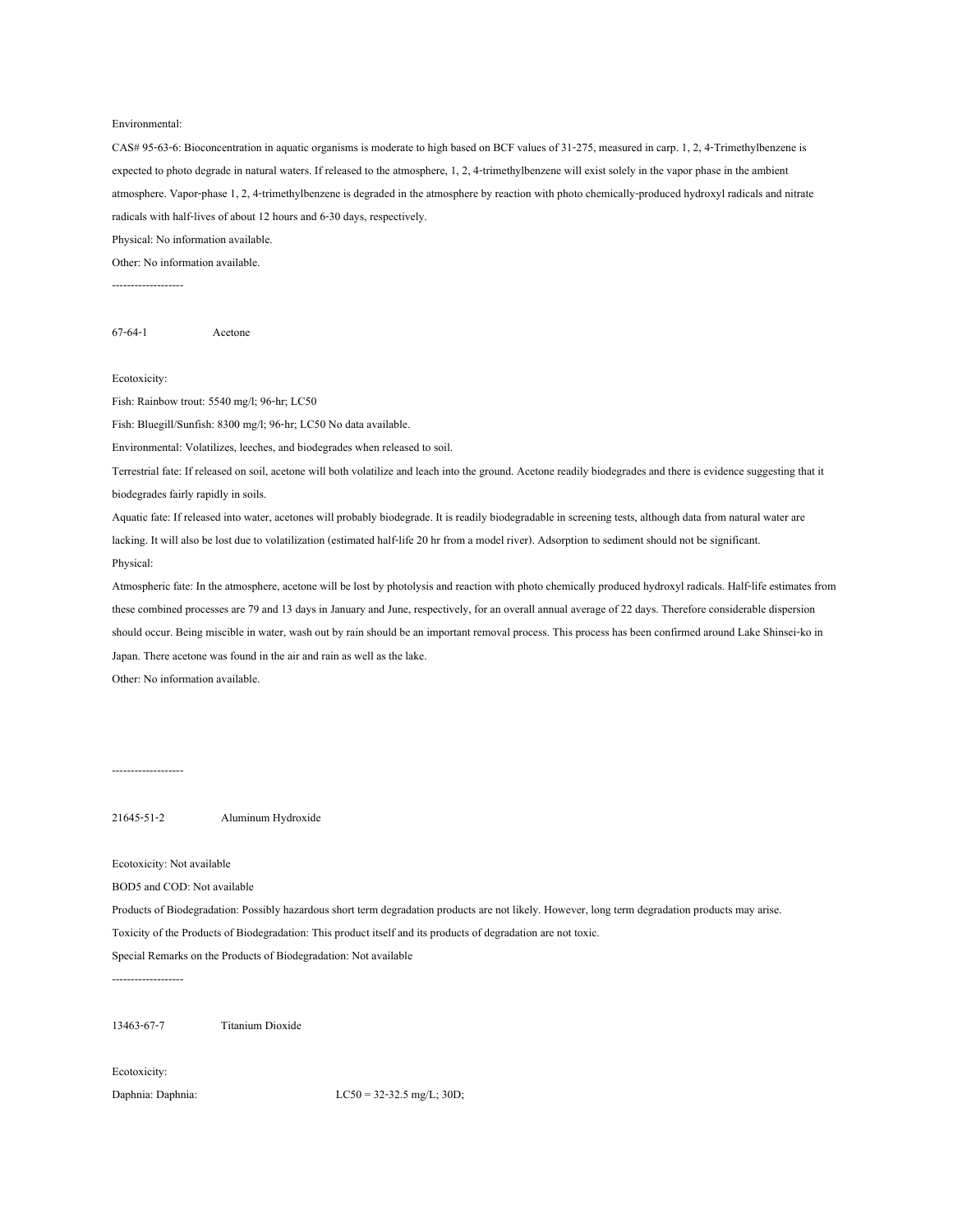Environmental:

CAS# 95-63-6: Bioconcentration in aquatic organisms is moderate to high based on BCF values of 31-275, measured in carp. 1, 2, 4-Trimethylbenzene is expected to photo degrade in natural waters. If released to the atmosphere, 1, 2, 4-trimethylbenzene will exist solely in the vapor phase in the ambient atmosphere. Vapor-phase 1, 2, 4-trimethylbenzene is degraded in the atmosphere by reaction with photo chemically-produced hydroxyl radicals and nitrate radicals with half-lives of about 12 hours and 6-30 days, respectively.

Physical: No information available.

Other: No information available.

-------------------

67-64-1 Acetone

Ecotoxicity:

Fish: Rainbow trout: 5540 mg/l; 96-hr; LC50

Fish: Bluegill/Sunfish: 8300 mg/l; 96-hr; LC50 No data available.

Environmental: Volatilizes, leeches, and biodegrades when released to soil.

Terrestrial fate: If released on soil, acetone will both volatilize and leach into the ground. Acetone readily biodegrades and there is evidence suggesting that it biodegrades fairly rapidly in soils.

Aquatic fate: If released into water, acetones will probably biodegrade. It is readily biodegradable in screening tests, although data from natural water are lacking. It will also be lost due to volatilization (estimated half-life 20 hr from a model river). Adsorption to sediment should not be significant.

Physical:

Atmospheric fate: In the atmosphere, acetone will be lost by photolysis and reaction with photo chemically produced hydroxyl radicals. Half-life estimates from these combined processes are 79 and 13 days in January and June, respectively, for an overall annual average of 22 days. Therefore considerable dispersion should occur. Being miscible in water, wash out by rain should be an important removal process. This process has been confirmed around Lake Shinsei-ko in Japan. There acetone was found in the air and rain as well as the lake.

Other: No information available.

-------------------

21645-51-2 Aluminum Hydroxide

Ecotoxicity: Not available

BOD5 and COD: Not available

Products of Biodegradation: Possibly hazardous short term degradation products are not likely. However, long term degradation products may arise.

Toxicity of the Products of Biodegradation: This product itself and its products of degradation are not toxic.

Special Remarks on the Products of Biodegradation: Not available

-------------------

13463-67-7 Titanium Dioxide

Ecotoxicity:

Daphnia: Daphnia: LC50 = 32-32.5 mg/L; 30D;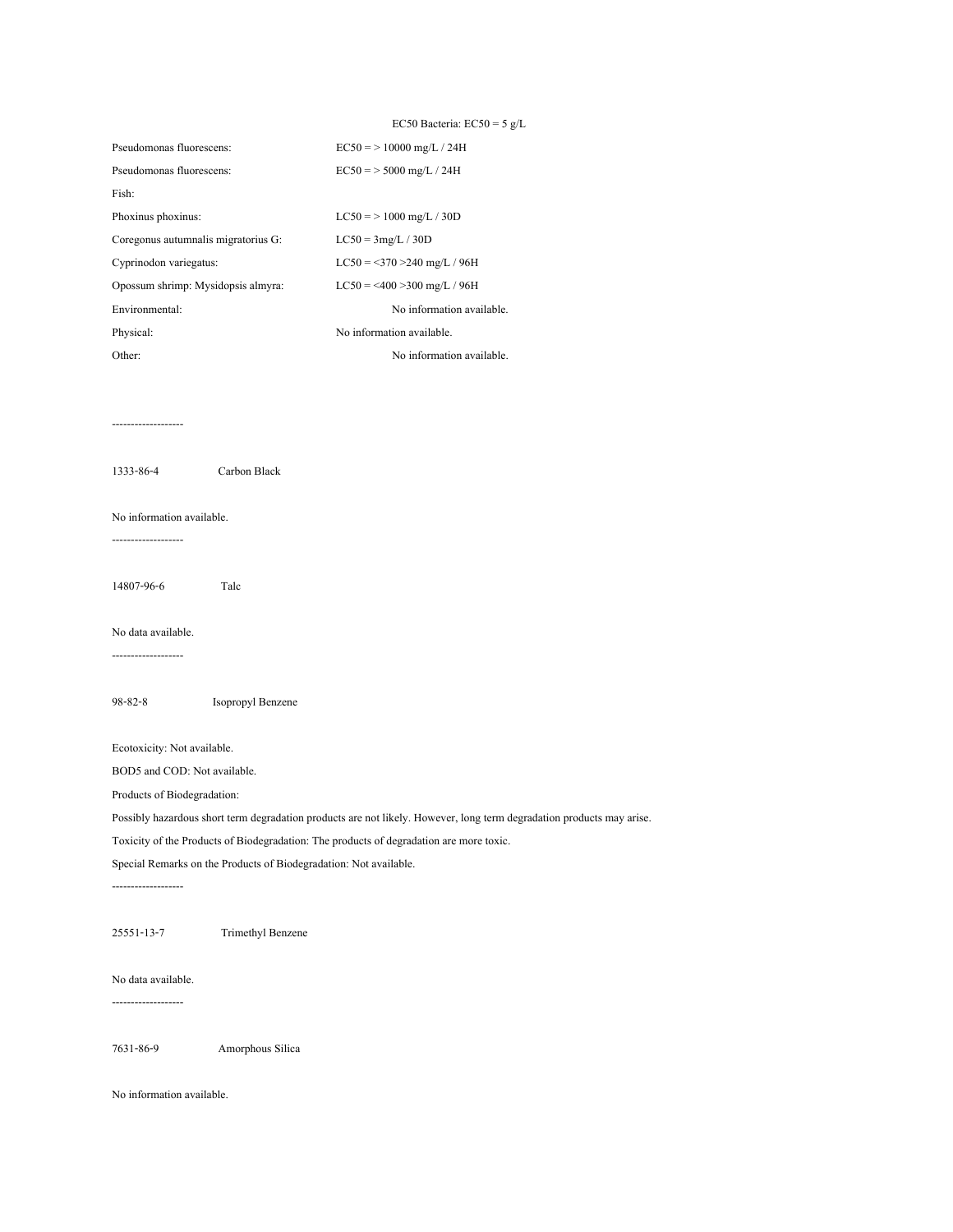EC50 Bacteria: EC50 = 5 g/L

| | |
|---|---|
| Pseudomonas fluorescens: | EC50 = > 10000 mg/L / 24H |
| Pseudomonas fluorescens: | EC50 = > 5000 mg/L / 24H |
| Fish: | |
| Phoxinus phoxinus: | LC50 = > 1000 mg/L / 30D |
| Coregonus autumnalis migratorius G: | LC50 = 3mg/L / 30D |
| Cyprinodon variegatus: | LC50 = <370 >240 mg/L / 96H |
| Opossum shrimp: Mysidopsis almyra: | LC50 = <400 >300 mg/L / 96H |
| Environmental: | No information available. |
| Physical: | No information available. |
| Other: | No information available. |

-------------------

1333-86-4 Carbon Black

No information available.

-------------------

14807-96-6 Talc

No data available.

-------------------

98-82-8 Isopropyl Benzene

Ecotoxicity: Not available.

BOD5 and COD: Not available.

Products of Biodegradation:

Possibly hazardous short term degradation products are not likely. However, long term degradation products may arise.

Toxicity of the Products of Biodegradation: The products of degradation are more toxic.

Special Remarks on the Products of Biodegradation: Not available.

-------------------

25551-13-7 Trimethyl Benzene

No data available.

-------------------

7631-86-9 Amorphous Silica

No information available.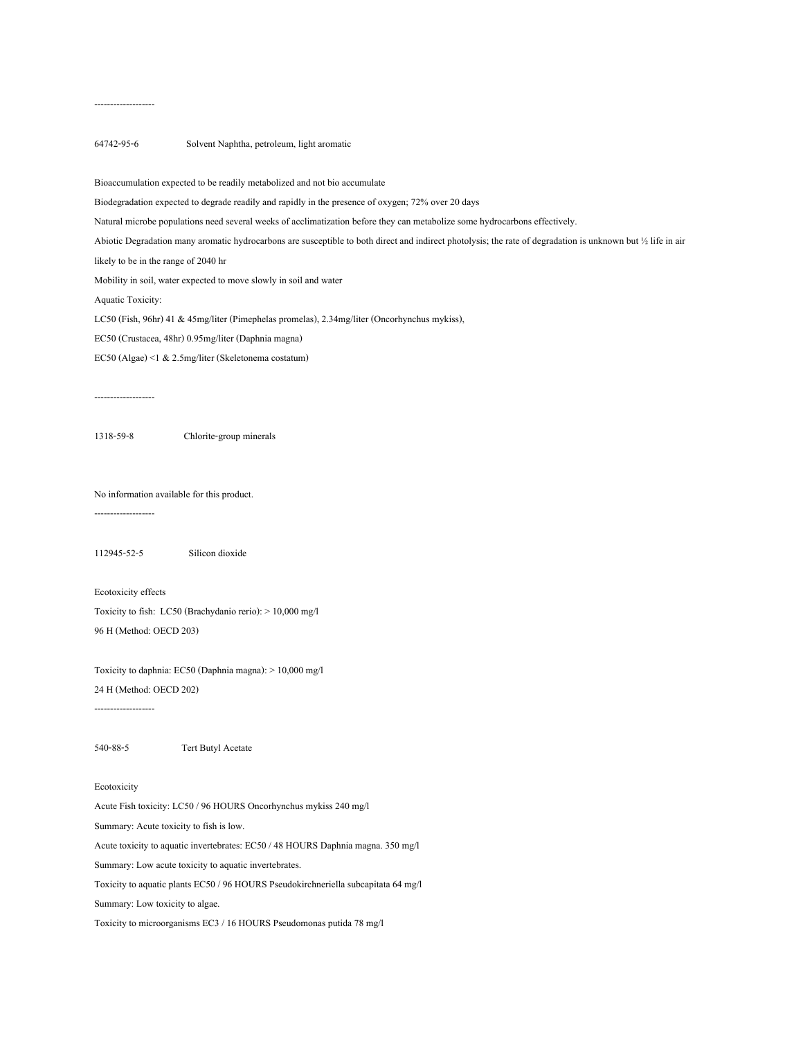-------------------

64742-95-6 Solvent Naphtha, petroleum, light aromatic

Bioaccumulation expected to be readily metabolized and not bio accumulate

Biodegradation expected to degrade readily and rapidly in the presence of oxygen; 72% over 20 days

Natural microbe populations need several weeks of acclimatization before they can metabolize some hydrocarbons effectively.

Abiotic Degradation many aromatic hydrocarbons are susceptible to both direct and indirect photolysis; the rate of degradation is unknown but ½ life in air likely to be in the range of 2040 hr

Mobility in soil, water expected to move slowly in soil and water

Aquatic Toxicity:

LC50 (Fish, 96hr) 41 & 45mg/liter (Pimephelas promelas), 2.34mg/liter (Oncorhynchus mykiss),

EC50 (Crustacea, 48hr) 0.95mg/liter (Daphnia magna)

EC50 (Algae) <1 & 2.5mg/liter (Skeletonema costatum)

-------------------

1318-59-8 Chlorite-group minerals

No information available for this product.

-------------------

112945-52-5 Silicon dioxide

Ecotoxicity effects

Toxicity to fish: LC50 (Brachydanio rerio): > 10,000 mg/l

96 H (Method: OECD 203)

Toxicity to daphnia: EC50 (Daphnia magna): > 10,000 mg/l

24 H (Method: OECD 202)

-------------------

540-88-5 Tert Butyl Acetate

Ecotoxicity

Acute Fish toxicity: LC50 / 96 HOURS Oncorhynchus mykiss 240 mg/l

Summary: Acute toxicity to fish is low.

Acute toxicity to aquatic invertebrates: EC50 / 48 HOURS Daphnia magna. 350 mg/l

Summary: Low acute toxicity to aquatic invertebrates.

Toxicity to aquatic plants EC50 / 96 HOURS Pseudokirchneriella subcapitata 64 mg/l

Summary: Low toxicity to algae.

Toxicity to microorganisms EC3 / 16 HOURS Pseudomonas putida 78 mg/l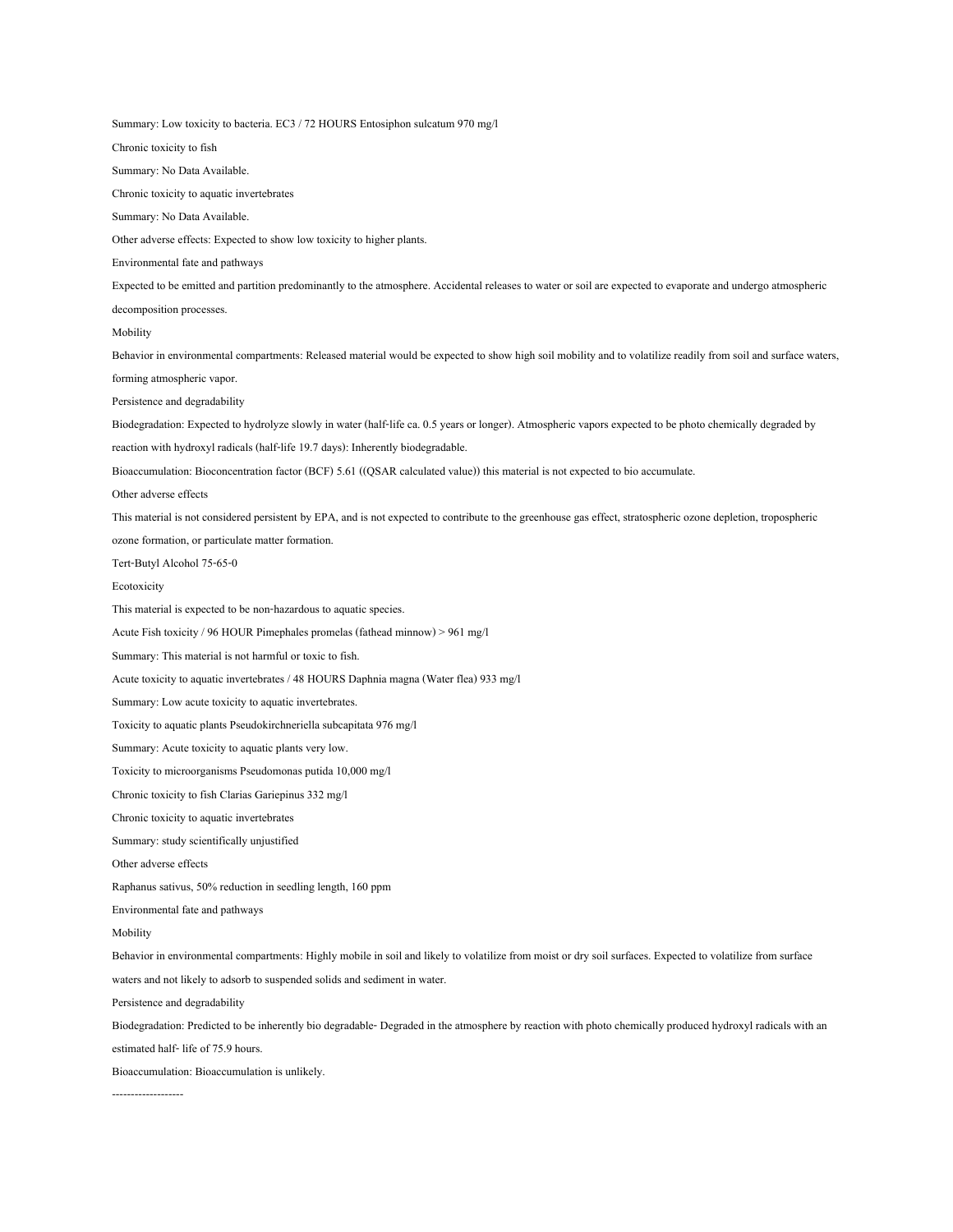Summary: Low toxicity to bacteria. EC3 / 72 HOURS Entosiphon sulcatum 970 mg/l

Chronic toxicity to fish

Summary: No Data Available.

Chronic toxicity to aquatic invertebrates

Summary: No Data Available.

Other adverse effects: Expected to show low toxicity to higher plants.

Environmental fate and pathways

Expected to be emitted and partition predominantly to the atmosphere. Accidental releases to water or soil are expected to evaporate and undergo atmospheric decomposition processes.

Mobility

Behavior in environmental compartments: Released material would be expected to show high soil mobility and to volatilize readily from soil and surface waters, forming atmospheric vapor.

Persistence and degradability

Biodegradation: Expected to hydrolyze slowly in water (half-life ca. 0.5 years or longer). Atmospheric vapors expected to be photo chemically degraded by reaction with hydroxyl radicals (half-life 19.7 days): Inherently biodegradable.

Bioaccumulation: Bioconcentration factor (BCF) 5.61 ((QSAR calculated value)) this material is not expected to bio accumulate.

Other adverse effects

This material is not considered persistent by EPA, and is not expected to contribute to the greenhouse gas effect, stratospheric ozone depletion, tropospheric ozone formation, or particulate matter formation.

Tert-Butyl Alcohol 75-65-0

Ecotoxicity

This material is expected to be non-hazardous to aquatic species.

Acute Fish toxicity / 96 HOUR Pimephales promelas (fathead minnow) > 961 mg/l

Summary: This material is not harmful or toxic to fish.

Acute toxicity to aquatic invertebrates / 48 HOURS Daphnia magna (Water flea) 933 mg/l

Summary: Low acute toxicity to aquatic invertebrates.

Toxicity to aquatic plants Pseudokirchneriella subcapitata 976 mg/l

Summary: Acute toxicity to aquatic plants very low.

Toxicity to microorganisms Pseudomonas putida 10,000 mg/l

Chronic toxicity to fish Clarias Gariepinus 332 mg/l

Chronic toxicity to aquatic invertebrates

Summary: study scientifically unjustified

Other adverse effects

Raphanus sativus, 50% reduction in seedling length, 160 ppm

Environmental fate and pathways

Mobility

Behavior in environmental compartments: Highly mobile in soil and likely to volatilize from moist or dry soil surfaces. Expected to volatilize from surface waters and not likely to adsorb to suspended solids and sediment in water.

Persistence and degradability

Biodegradation: Predicted to be inherently bio degradable- Degraded in the atmosphere by reaction with photo chemically produced hydroxyl radicals with an estimated half- life of 75.9 hours.

Bioaccumulation: Bioaccumulation is unlikely.

-------------------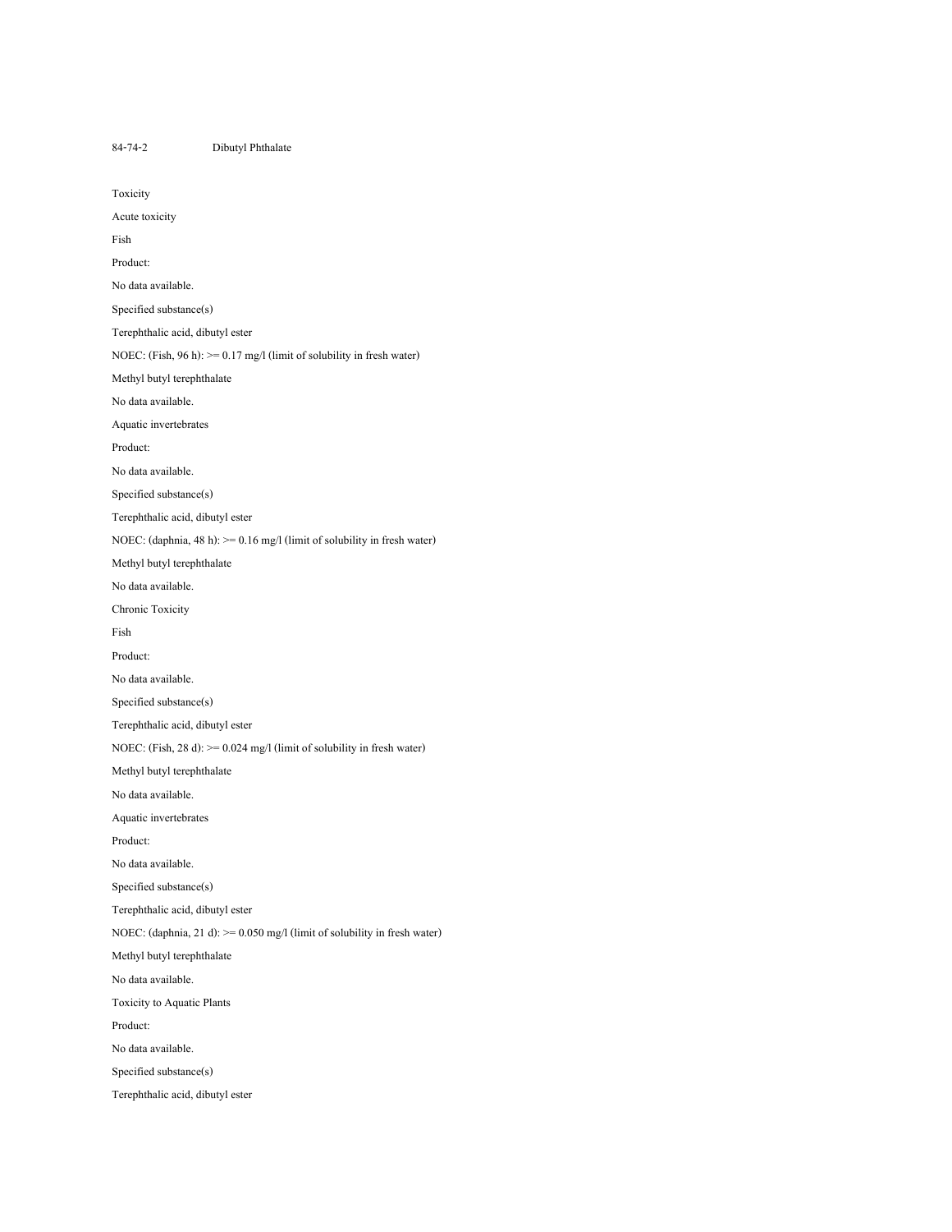84-74-2 Dibutyl Phthalate

Toxicity

Acute toxicity

Fish

Product:

No data available.

Specified substance(s)

Terephthalic acid, dibutyl ester

NOEC: (Fish, 96 h): >= 0.17 mg/l (limit of solubility in fresh water)

Methyl butyl terephthalate

No data available.

Aquatic invertebrates

Product:

No data available.

Specified substance(s)

Terephthalic acid, dibutyl ester

NOEC: (daphnia, 48 h): >= 0.16 mg/l (limit of solubility in fresh water)

Methyl butyl terephthalate

No data available.

Chronic Toxicity

Fish

Product:

No data available.

Specified substance(s)

Terephthalic acid, dibutyl ester

NOEC: (Fish, 28 d): >= 0.024 mg/l (limit of solubility in fresh water)

Methyl butyl terephthalate

No data available.

Aquatic invertebrates

Product:

No data available.

Specified substance(s)

Terephthalic acid, dibutyl ester

NOEC: (daphnia, 21 d): >= 0.050 mg/l (limit of solubility in fresh water)

Methyl butyl terephthalate

No data available.

Toxicity to Aquatic Plants

Product:

No data available.

Specified substance(s)

Terephthalic acid, dibutyl ester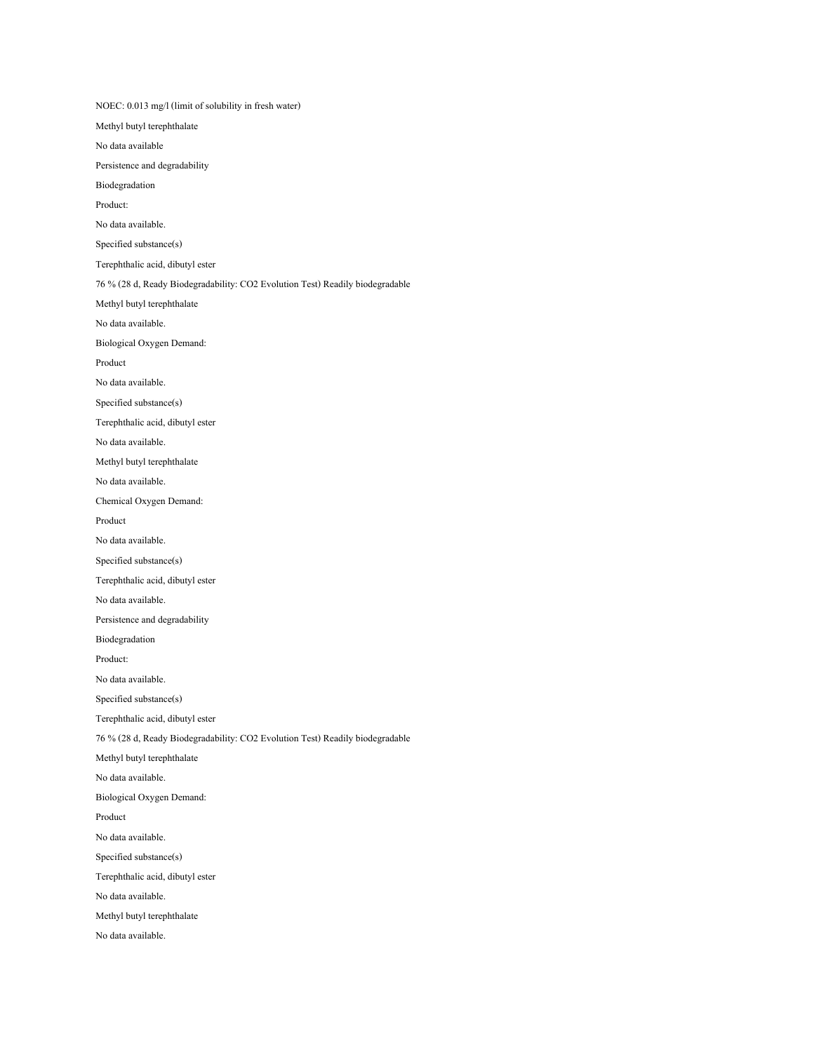NOEC: 0.013 mg/l (limit of solubility in fresh water)

Methyl butyl terephthalate

No data available

Persistence and degradability

Biodegradation

Product:

No data available.

Specified substance(s)

Terephthalic acid, dibutyl ester

76 % (28 d, Ready Biodegradability: CO2 Evolution Test) Readily biodegradable

Methyl butyl terephthalate

No data available.

Biological Oxygen Demand:

Product

No data available.

Specified substance(s)

Terephthalic acid, dibutyl ester

No data available.

Methyl butyl terephthalate

No data available.

Chemical Oxygen Demand:

Product

No data available.

Specified substance(s)

Terephthalic acid, dibutyl ester

No data available.

Persistence and degradability

Biodegradation

Product:

No data available.

Specified substance(s)

Terephthalic acid, dibutyl ester

76 % (28 d, Ready Biodegradability: CO2 Evolution Test) Readily biodegradable

Methyl butyl terephthalate

No data available.

Biological Oxygen Demand:

Product

No data available.

Specified substance(s)

Terephthalic acid, dibutyl ester

No data available.

Methyl butyl terephthalate

No data available.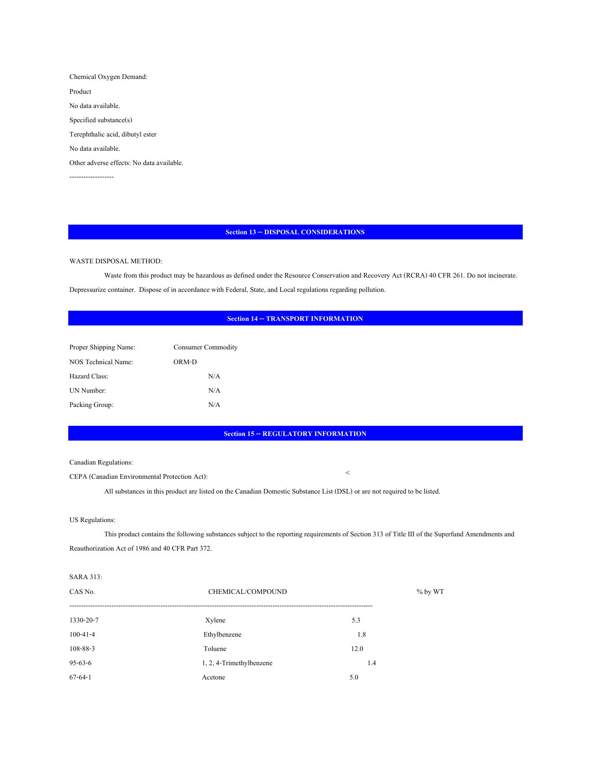Chemical Oxygen Demand:

Product

No data available.

Specified substance(s)

Terephthalic acid, dibutyl ester

No data available.

Other adverse effects: No data available.

-------------------

## Section 13 -- DISPOSAL CONSIDERATIONS

WASTE DISPOSAL METHOD:

Waste from this product may be hazardous as defined under the Resource Conservation and Recovery Act (RCRA) 40 CFR 261. Do not incinerate. Depressurize container. Dispose of in accordance with Federal, State, and Local regulations regarding pollution.

## Section 14 -- TRANSPORT INFORMATION

| | |
|---|---|
| Proper Shipping Name: | Consumer Commodity |
| NOS Technical Name: | ORM-D |
| Hazard Class: | N/A |
| UN Number: | N/A |
| Packing Group: | N/A |

## Section 15 -- REGULATORY INFORMATION

Canadian Regulations:

CEPA (Canadian Environmental Protection Act): <

All substances in this product are listed on the Canadian Domestic Substance List (DSL) or are not required to be listed.

US Regulations:

This product contains the following substances subject to the reporting requirements of Section 313 of Title III of the Superfund Amendments and Reauthorization Act of 1986 and 40 CFR Part 372.

SARA 313:

| CAS No. | CHEMICAL/COMPOUND | % by WT |
|---|---|---|
| 1330-20-7 | Xylene | 5.3 |
| 100-41-4 | Ethylbenzene | 1.8 |
| 108-88-3 | Toluene | 12.0 |
| 95-63-6 | 1, 2, 4-Trimethylbenzene | 1.4 |
| 67-64-1 | Acetone | 5.0 |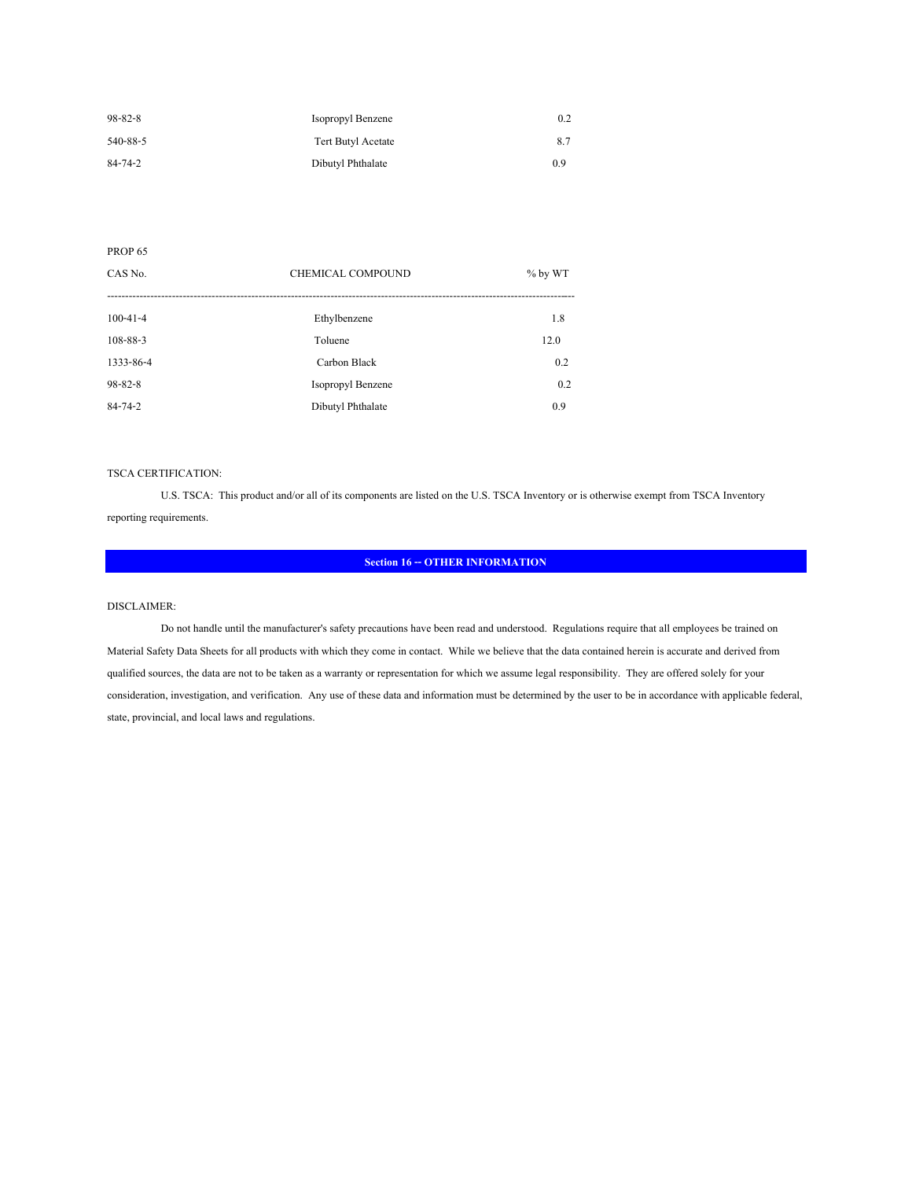| | | |
|---|---|---|
| 98-82-8 | Isopropyl Benzene | 0.2 |
| 540-88-5 | Tert Butyl Acetate | 8.7 |
| 84-74-2 | Dibutyl Phthalate | 0.9 |

PROP 65

| CAS No. | CHEMICAL COMPOUND | % by WT |
|---|---|---|
| 100-41-4 | Ethylbenzene | 1.8 |
| 108-88-3 | Toluene | 12.0 |
| 1333-86-4 | Carbon Black | 0.2 |
| 98-82-8 | Isopropyl Benzene | 0.2 |
| 84-74-2 | Dibutyl Phthalate | 0.9 |

TSCA CERTIFICATION:

U.S. TSCA: This product and/or all of its components are listed on the U.S. TSCA Inventory or is otherwise exempt from TSCA Inventory reporting requirements.

## Section 16 -- OTHER INFORMATION

DISCLAIMER:

Do not handle until the manufacturer's safety precautions have been read and understood. Regulations require that all employees be trained on Material Safety Data Sheets for all products with which they come in contact. While we believe that the data contained herein is accurate and derived from qualified sources, the data are not to be taken as a warranty or representation for which we assume legal responsibility. They are offered solely for your consideration, investigation, and verification. Any use of these data and information must be determined by the user to be in accordance with applicable federal, state, provincial, and local laws and regulations.